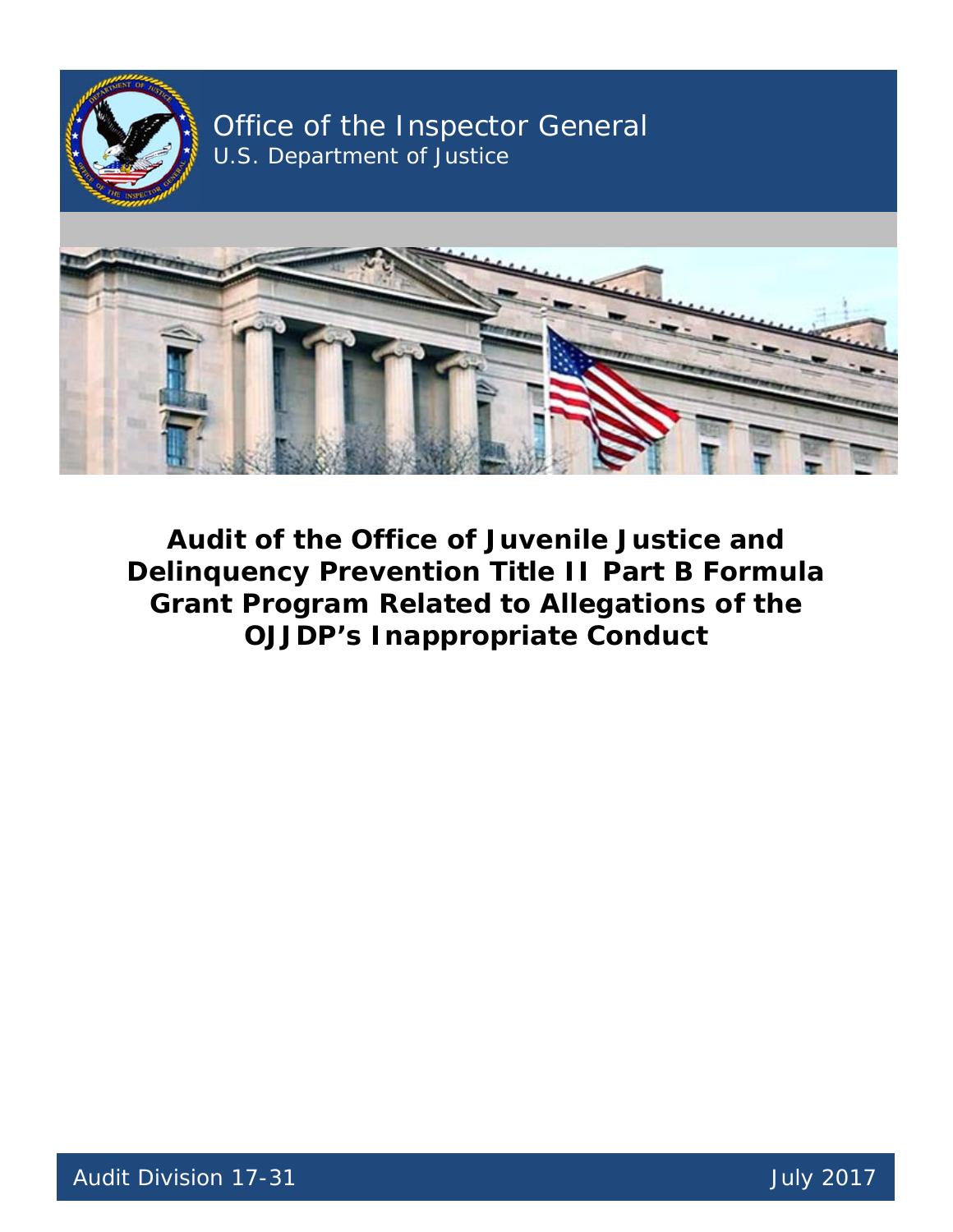Office of the Inspector General
U.S. Department of Justice

# Audit of the Office of Juvenile Justice and Delinquency Prevention Title II Part B Formula Grant Program Related to Allegations of the OJJDP's Inappropriate Conduct

Audit Division 17-31

July 2017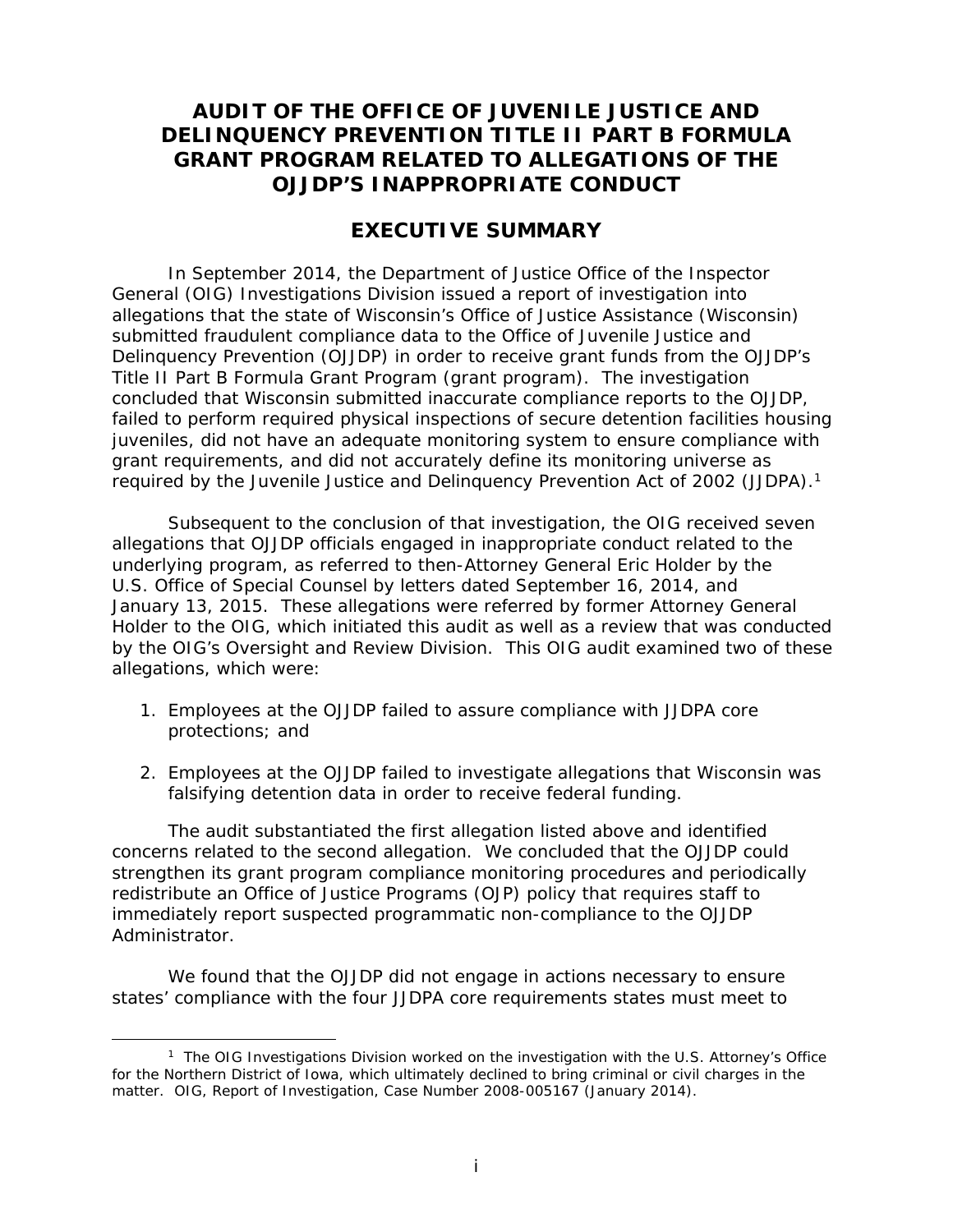# AUDIT OF THE OFFICE OF JUVENILE JUSTICE AND DELINQUENCY PREVENTION TITLE II PART B FORMULA GRANT PROGRAM RELATED TO ALLEGATIONS OF THE OJJDP'S INAPPROPRIATE CONDUCT

## EXECUTIVE SUMMARY

In September 2014, the Department of Justice Office of the Inspector General (OIG) Investigations Division issued a report of investigation into allegations that the state of Wisconsin's Office of Justice Assistance (Wisconsin) submitted fraudulent compliance data to the Office of Juvenile Justice and Delinquency Prevention (OJJDP) in order to receive grant funds from the OJJDP's Title II Part B Formula Grant Program (grant program). The investigation concluded that Wisconsin submitted inaccurate compliance reports to the OJJDP, failed to perform required physical inspections of secure detention facilities housing juveniles, did not have an adequate monitoring system to ensure compliance with grant requirements, and did not accurately define its monitoring universe as required by the Juvenile Justice and Delinquency Prevention Act of 2002 (JJDPA).[1]

Subsequent to the conclusion of that investigation, the OIG received seven allegations that OJJDP officials engaged in inappropriate conduct related to the underlying program, as referred to then-Attorney General Eric Holder by the U.S. Office of Special Counsel by letters dated September 16, 2014, and January 13, 2015. These allegations were referred by former Attorney General Holder to the OIG, which initiated this audit as well as a review that was conducted by the OIG's Oversight and Review Division. This OIG audit examined two of these allegations, which were:

1. Employees at the OJJDP failed to assure compliance with JJDPA core protections; and
2. Employees at the OJJDP failed to investigate allegations that Wisconsin was falsifying detention data in order to receive federal funding.

The audit substantiated the first allegation listed above and identified concerns related to the second allegation. We concluded that the OJJDP could strengthen its grant program compliance monitoring procedures and periodically redistribute an Office of Justice Programs (OJP) policy that requires staff to immediately report suspected programmatic non-compliance to the OJJDP Administrator.

We found that the OJJDP did not engage in actions necessary to ensure states' compliance with the four JJDPA core requirements states must meet to

[1] The OIG Investigations Division worked on the investigation with the U.S. Attorney's Office for the Northern District of Iowa, which ultimately declined to bring criminal or civil charges in the matter. OIG, Report of Investigation, Case Number 2008-005167 (January 2014).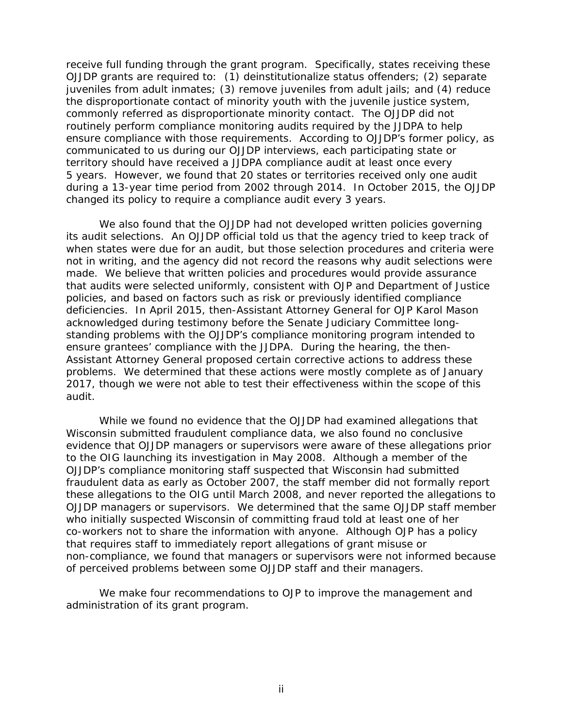receive full funding through the grant program. Specifically, states receiving these OJJDP grants are required to: (1) deinstitutionalize status offenders; (2) separate juveniles from adult inmates; (3) remove juveniles from adult jails; and (4) reduce the disproportionate contact of minority youth with the juvenile justice system, commonly referred as disproportionate minority contact. The OJJDP did not routinely perform compliance monitoring audits required by the JJDPA to help ensure compliance with those requirements. According to OJJDP's former policy, as communicated to us during our OJJDP interviews, each participating state or territory should have received a JJDPA compliance audit at least once every 5 years. However, we found that 20 states or territories received only one audit during a 13-year time period from 2002 through 2014. In October 2015, the OJJDP changed its policy to require a compliance audit every 3 years.

We also found that the OJJDP had not developed written policies governing its audit selections. An OJJDP official told us that the agency tried to keep track of when states were due for an audit, but those selection procedures and criteria were not in writing, and the agency did not record the reasons why audit selections were made. We believe that written policies and procedures would provide assurance that audits were selected uniformly, consistent with OJP and Department of Justice policies, and based on factors such as risk or previously identified compliance deficiencies. In April 2015, then-Assistant Attorney General for OJP Karol Mason acknowledged during testimony before the Senate Judiciary Committee long-standing problems with the OJJDP's compliance monitoring program intended to ensure grantees' compliance with the JJDPA. During the hearing, the then-Assistant Attorney General proposed certain corrective actions to address these problems. We determined that these actions were mostly complete as of January 2017, though we were not able to test their effectiveness within the scope of this audit.

While we found no evidence that the OJJDP had examined allegations that Wisconsin submitted fraudulent compliance data, we also found no conclusive evidence that OJJDP managers or supervisors were aware of these allegations prior to the OIG launching its investigation in May 2008. Although a member of the OJJDP's compliance monitoring staff suspected that Wisconsin had submitted fraudulent data as early as October 2007, the staff member did not formally report these allegations to the OIG until March 2008, and never reported the allegations to OJJDP managers or supervisors. We determined that the same OJJDP staff member who initially suspected Wisconsin of committing fraud told at least one of her co-workers not to share the information with anyone. Although OJP has a policy that requires staff to immediately report allegations of grant misuse or non-compliance, we found that managers or supervisors were not informed because of perceived problems between some OJJDP staff and their managers.

We make four recommendations to OJP to improve the management and administration of its grant program.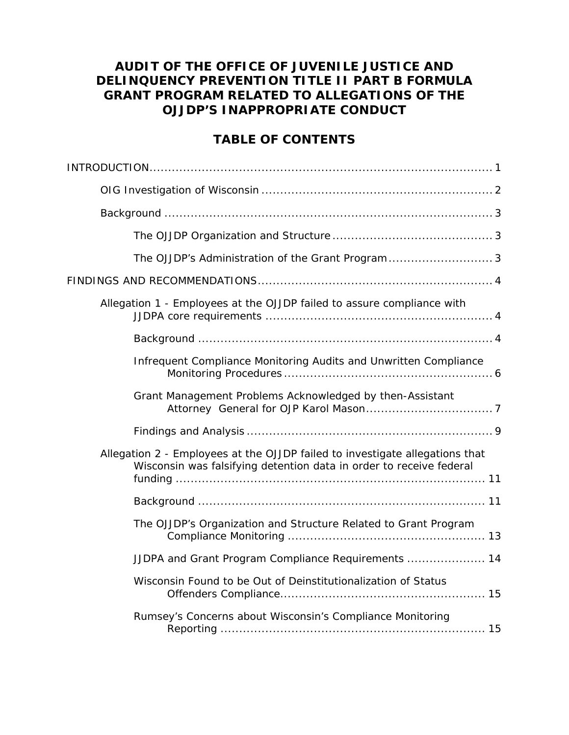# AUDIT OF THE OFFICE OF JUVENILE JUSTICE AND DELINQUENCY PREVENTION TITLE II PART B FORMULA GRANT PROGRAM RELATED TO ALLEGATIONS OF THE OJJDP'S INAPPROPRIATE CONDUCT

## TABLE OF CONTENTS

INTRODUCTION ..... 1

- OIG Investigation of Wisconsin ..... 2
- Background ..... 3
  - The OJJDP Organization and Structure ..... 3
  - The OJJDP's Administration of the Grant Program ..... 3

FINDINGS AND RECOMMENDATIONS ..... 4

- Allegation 1 - Employees at the OJJDP failed to assure compliance with JJDPA core requirements ..... 4
  - Background ..... 4
  - Infrequent Compliance Monitoring Audits and Unwritten Compliance Monitoring Procedures ..... 6
  - Grant Management Problems Acknowledged by then-Assistant Attorney General for OJP Karol Mason ..... 7
  - Findings and Analysis ..... 9
- Allegation 2 - Employees at the OJJDP failed to investigate allegations that Wisconsin was falsifying detention data in order to receive federal funding ..... 11
  - Background ..... 11
  - The OJJDP's Organization and Structure Related to Grant Program Compliance Monitoring ..... 13
  - JJDPA and Grant Program Compliance Requirements ..... 14
  - Wisconsin Found to be Out of Deinstitutionalization of Status Offenders Compliance ..... 15
  - Rumsey's Concerns about Wisconsin's Compliance Monitoring Reporting ..... 15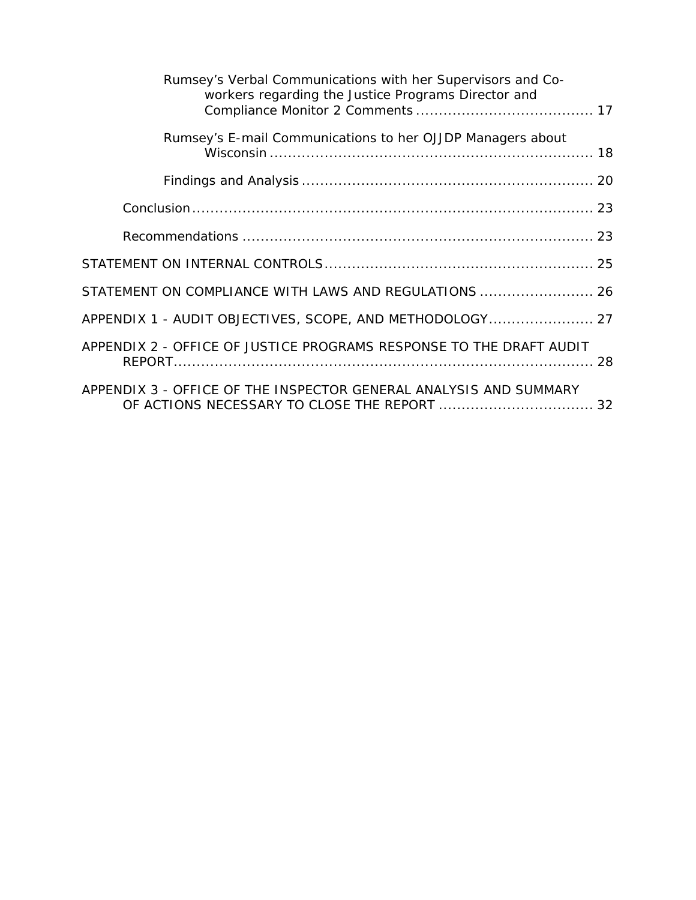Rumsey's Verbal Communications with her Supervisors and Co-workers regarding the Justice Programs Director and Compliance Monitor 2 Comments ...................................... 17

Rumsey's E-mail Communications to her OJJDP Managers about Wisconsin ...................................................................... 18

Findings and Analysis ............................................................... 20

Conclusion ........................................................................................ 23

Recommendations ............................................................................ 23

STATEMENT ON INTERNAL CONTROLS ........................................................ 25

STATEMENT ON COMPLIANCE WITH LAWS AND REGULATIONS ......................... 26

APPENDIX 1 - AUDIT OBJECTIVES, SCOPE, AND METHODOLOGY ...................... 27

APPENDIX 2 - OFFICE OF JUSTICE PROGRAMS RESPONSE TO THE DRAFT AUDIT REPORT ............................................................................................. 28

APPENDIX 3 - OFFICE OF THE INSPECTOR GENERAL ANALYSIS AND SUMMARY OF ACTIONS NECESSARY TO CLOSE THE REPORT ................................. 32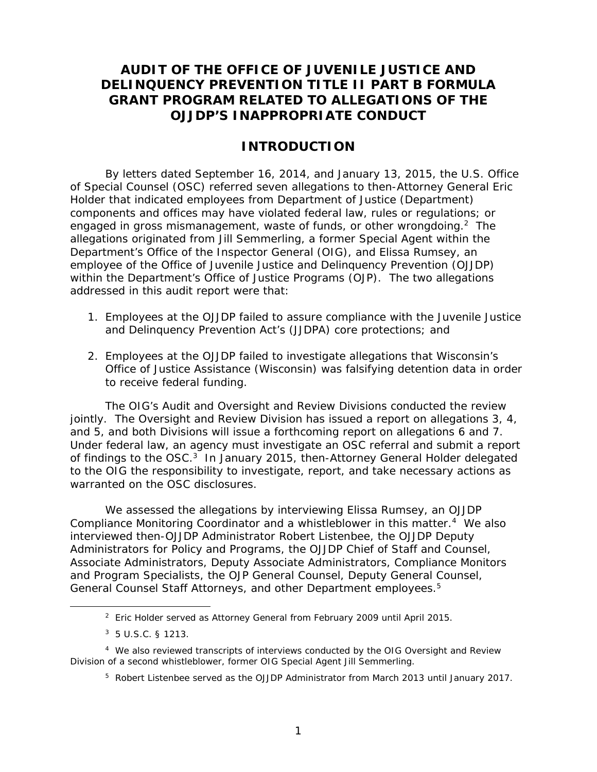# AUDIT OF THE OFFICE OF JUVENILE JUSTICE AND DELINQUENCY PREVENTION TITLE II PART B FORMULA GRANT PROGRAM RELATED TO ALLEGATIONS OF THE OJJDP'S INAPPROPRIATE CONDUCT

## INTRODUCTION

By letters dated September 16, 2014, and January 13, 2015, the U.S. Office of Special Counsel (OSC) referred seven allegations to then-Attorney General Eric Holder that indicated employees from Department of Justice (Department) components and offices may have violated federal law, rules or regulations; or engaged in gross mismanagement, waste of funds, or other wrongdoing.[2] The allegations originated from Jill Semmerling, a former Special Agent within the Department's Office of the Inspector General (OIG), and Elissa Rumsey, an employee of the Office of Juvenile Justice and Delinquency Prevention (OJJDP) within the Department's Office of Justice Programs (OJP). The two allegations addressed in this audit report were that:

1. Employees at the OJJDP failed to assure compliance with the Juvenile Justice and Delinquency Prevention Act's (JJDPA) core protections; and
2. Employees at the OJJDP failed to investigate allegations that Wisconsin's Office of Justice Assistance (Wisconsin) was falsifying detention data in order to receive federal funding.

The OIG's Audit and Oversight and Review Divisions conducted the review jointly. The Oversight and Review Division has issued a report on allegations 3, 4, and 5, and both Divisions will issue a forthcoming report on allegations 6 and 7. Under federal law, an agency must investigate an OSC referral and submit a report of findings to the OSC.[3] In January 2015, then-Attorney General Holder delegated to the OIG the responsibility to investigate, report, and take necessary actions as warranted on the OSC disclosures.

We assessed the allegations by interviewing Elissa Rumsey, an OJJDP Compliance Monitoring Coordinator and a whistleblower in this matter.[4] We also interviewed then-OJJDP Administrator Robert Listenbee, the OJJDP Deputy Administrators for Policy and Programs, the OJJDP Chief of Staff and Counsel, Associate Administrators, Deputy Associate Administrators, Compliance Monitors and Program Specialists, the OJP General Counsel, Deputy General Counsel, General Counsel Staff Attorneys, and other Department employees.[5]

---

[2] Eric Holder served as Attorney General from February 2009 until April 2015.

[3] 5 U.S.C. § 1213.

[4] We also reviewed transcripts of interviews conducted by the OIG Oversight and Review Division of a second whistleblower, former OIG Special Agent Jill Semmerling.

[5] Robert Listenbee served as the OJJDP Administrator from March 2013 until January 2017.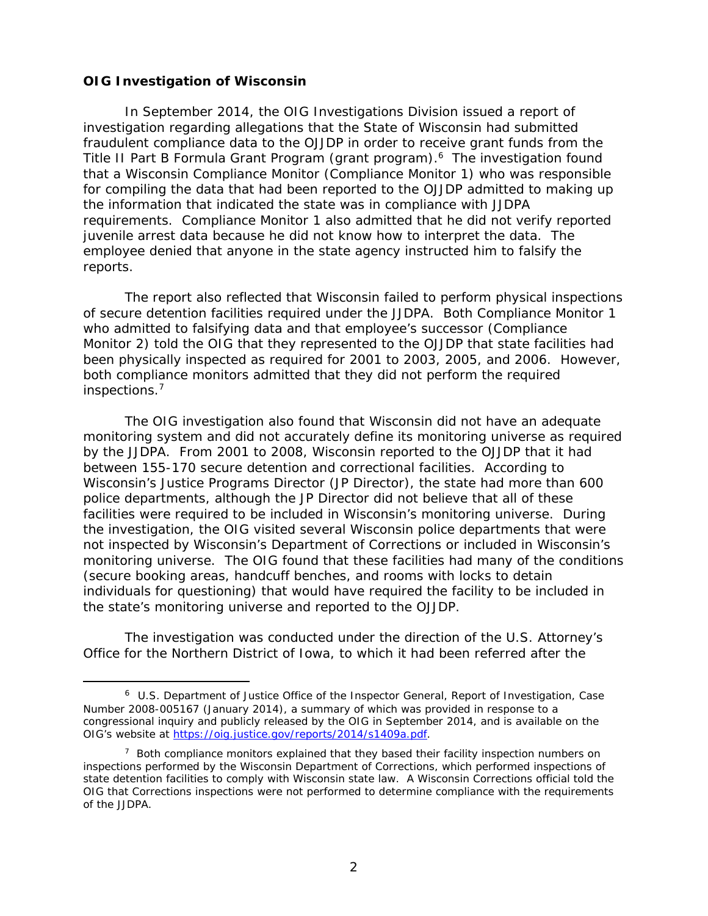**OIG Investigation of Wisconsin**

In September 2014, the OIG Investigations Division issued a report of investigation regarding allegations that the State of Wisconsin had submitted fraudulent compliance data to the OJJDP in order to receive grant funds from the Title II Part B Formula Grant Program (grant program).[6] The investigation found that a Wisconsin Compliance Monitor (Compliance Monitor 1) who was responsible for compiling the data that had been reported to the OJJDP admitted to making up the information that indicated the state was in compliance with JJDPA requirements. Compliance Monitor 1 also admitted that he did not verify reported juvenile arrest data because he did not know how to interpret the data. The employee denied that anyone in the state agency instructed him to falsify the reports.

The report also reflected that Wisconsin failed to perform physical inspections of secure detention facilities required under the JJDPA. Both Compliance Monitor 1 who admitted to falsifying data and that employee's successor (Compliance Monitor 2) told the OIG that they represented to the OJJDP that state facilities had been physically inspected as required for 2001 to 2003, 2005, and 2006. However, both compliance monitors admitted that they did not perform the required inspections.[7]

The OIG investigation also found that Wisconsin did not have an adequate monitoring system and did not accurately define its monitoring universe as required by the JJDPA. From 2001 to 2008, Wisconsin reported to the OJJDP that it had between 155-170 secure detention and correctional facilities. According to Wisconsin's Justice Programs Director (JP Director), the state had more than 600 police departments, although the JP Director did not believe that all of these facilities were required to be included in Wisconsin's monitoring universe. During the investigation, the OIG visited several Wisconsin police departments that were not inspected by Wisconsin's Department of Corrections or included in Wisconsin's monitoring universe. The OIG found that these facilities had many of the conditions (secure booking areas, handcuff benches, and rooms with locks to detain individuals for questioning) that would have required the facility to be included in the state's monitoring universe and reported to the OJJDP.

The investigation was conducted under the direction of the U.S. Attorney's Office for the Northern District of Iowa, to which it had been referred after the

---

[6] U.S. Department of Justice Office of the Inspector General, Report of Investigation, Case Number 2008-005167 (January 2014), a summary of which was provided in response to a congressional inquiry and publicly released by the OIG in September 2014, and is available on the OIG's website at https://oig.justice.gov/reports/2014/s1409a.pdf.

[7] Both compliance monitors explained that they based their facility inspection numbers on inspections performed by the Wisconsin Department of Corrections, which performed inspections of state detention facilities to comply with Wisconsin state law. A Wisconsin Corrections official told the OIG that Corrections inspections were not performed to determine compliance with the requirements of the JJDPA.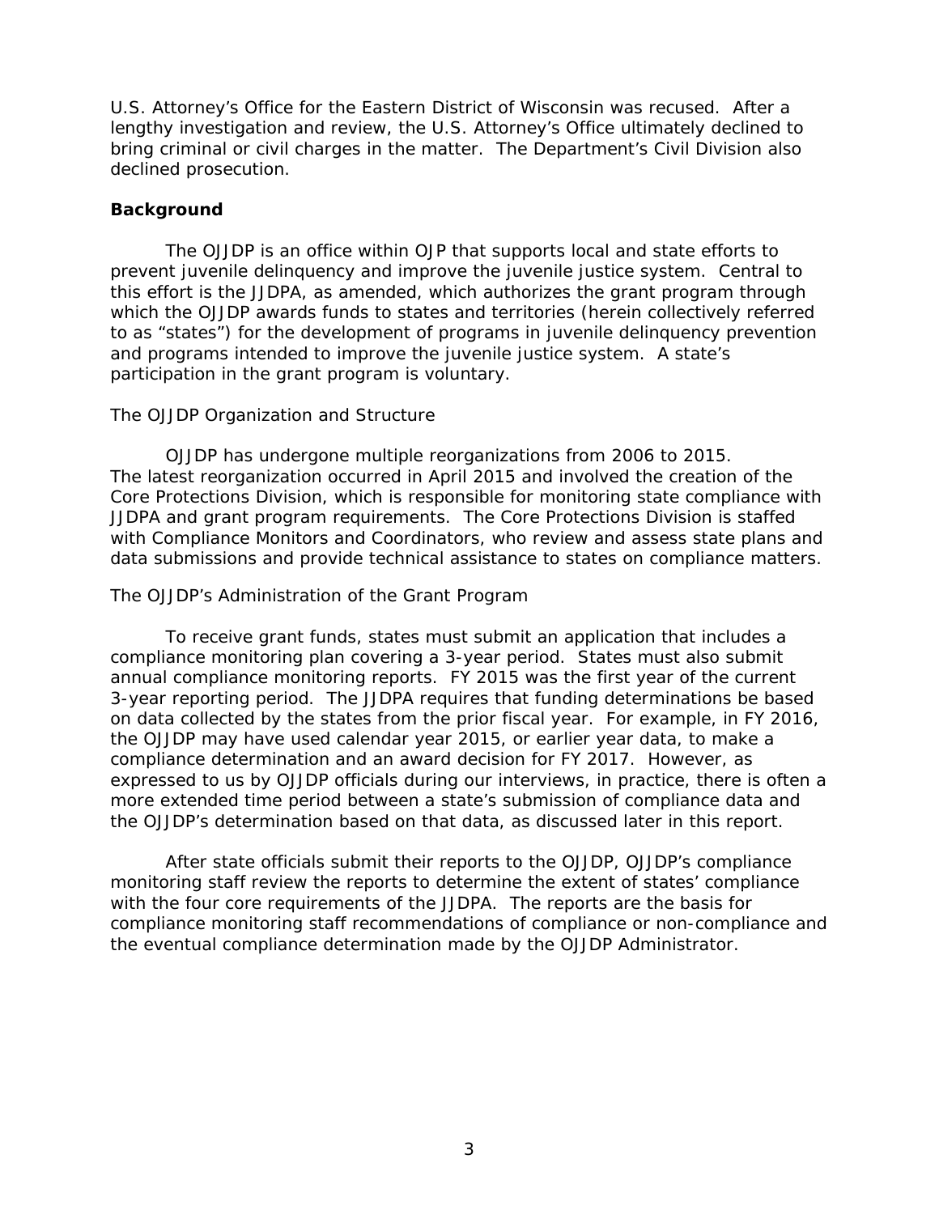U.S. Attorney's Office for the Eastern District of Wisconsin was recused. After a lengthy investigation and review, the U.S. Attorney's Office ultimately declined to bring criminal or civil charges in the matter. The Department's Civil Division also declined prosecution.

## Background

The OJJDP is an office within OJP that supports local and state efforts to prevent juvenile delinquency and improve the juvenile justice system. Central to this effort is the JJDPA, as amended, which authorizes the grant program through which the OJJDP awards funds to states and territories (herein collectively referred to as "states") for the development of programs in juvenile delinquency prevention and programs intended to improve the juvenile justice system. A state's participation in the grant program is voluntary.

### *The OJJDP Organization and Structure*

OJJDP has undergone multiple reorganizations from 2006 to 2015. The latest reorganization occurred in April 2015 and involved the creation of the Core Protections Division, which is responsible for monitoring state compliance with JJDPA and grant program requirements. The Core Protections Division is staffed with Compliance Monitors and Coordinators, who review and assess state plans and data submissions and provide technical assistance to states on compliance matters.

### *The OJJDP's Administration of the Grant Program*

To receive grant funds, states must submit an application that includes a compliance monitoring plan covering a 3-year period. States must also submit annual compliance monitoring reports. FY 2015 was the first year of the current 3-year reporting period. The JJDPA requires that funding determinations be based on data collected by the states from the prior fiscal year. For example, in FY 2016, the OJJDP may have used calendar year 2015, or earlier year data, to make a compliance determination and an award decision for FY 2017. However, as expressed to us by OJJDP officials during our interviews, in practice, there is often a more extended time period between a state's submission of compliance data and the OJJDP's determination based on that data, as discussed later in this report.

After state officials submit their reports to the OJJDP, OJJDP's compliance monitoring staff review the reports to determine the extent of states' compliance with the four core requirements of the JJDPA. The reports are the basis for compliance monitoring staff recommendations of compliance or non-compliance and the eventual compliance determination made by the OJJDP Administrator.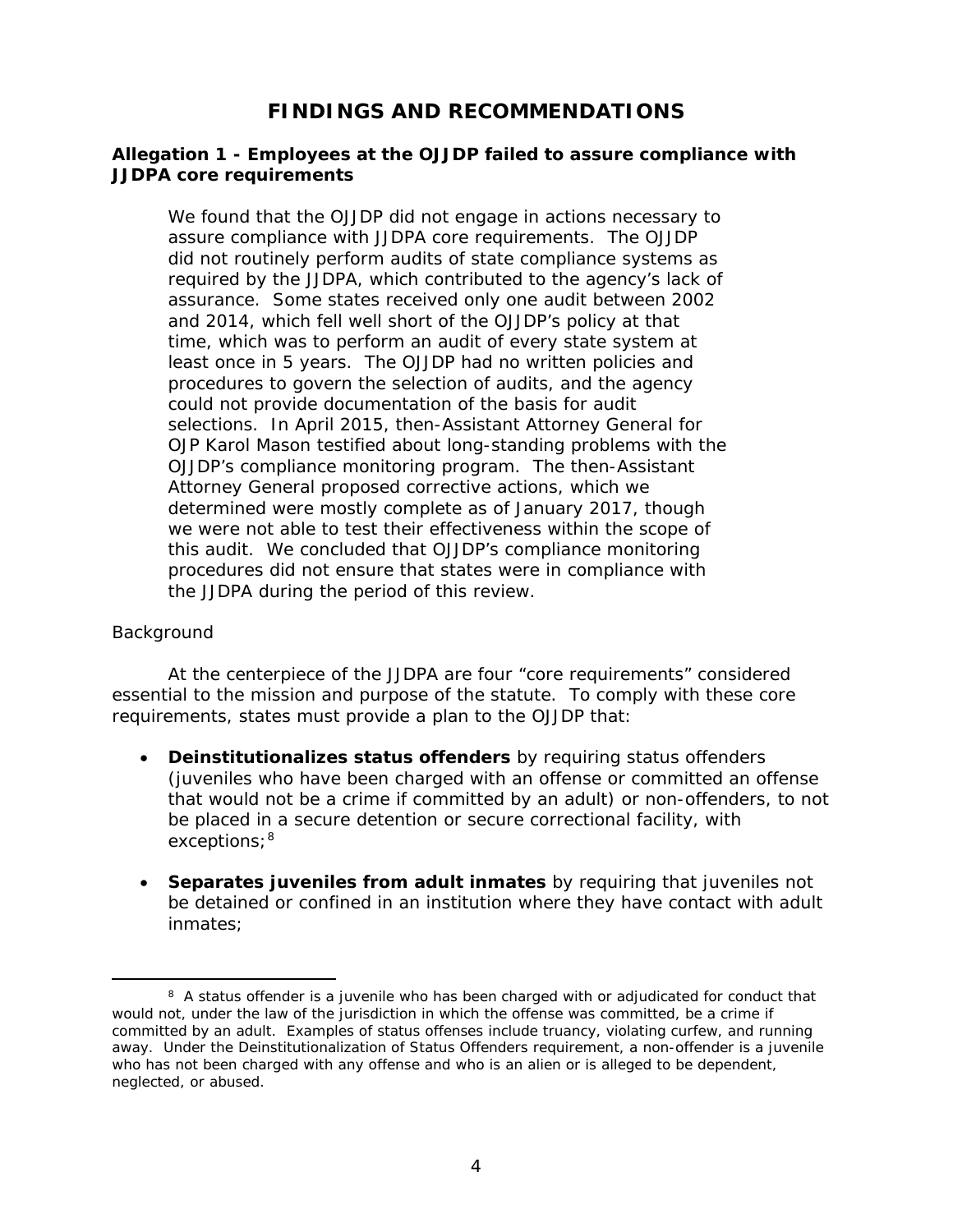# FINDINGS AND RECOMMENDATIONS

## Allegation 1 - Employees at the OJJDP failed to assure compliance with JJDPA core requirements

> We found that the OJJDP did not engage in actions necessary to assure compliance with JJDPA core requirements. The OJJDP did not routinely perform audits of state compliance systems as required by the JJDPA, which contributed to the agency's lack of assurance. Some states received only one audit between 2002 and 2014, which fell well short of the OJJDP's policy at that time, which was to perform an audit of every state system at least once in 5 years. The OJJDP had no written policies and procedures to govern the selection of audits, and the agency could not provide documentation of the basis for audit selections. In April 2015, then-Assistant Attorney General for OJP Karol Mason testified about long-standing problems with the OJJDP's compliance monitoring program. The then-Assistant Attorney General proposed corrective actions, which we determined were mostly complete as of January 2017, though we were not able to test their effectiveness within the scope of this audit. We concluded that OJJDP's compliance monitoring procedures did not ensure that states were in compliance with the JJDPA during the period of this review.

### Background

At the centerpiece of the JJDPA are four "core requirements" considered essential to the mission and purpose of the statute. To comply with these core requirements, states must provide a plan to the OJJDP that:

- **Deinstitutionalizes status offenders** by requiring status offenders (juveniles who have been charged with an offense or committed an offense that would not be a crime if committed by an adult) or non-offenders, to not be placed in a secure detention or secure correctional facility, with exceptions;[8]
- **Separates juveniles from adult inmates** by requiring that juveniles not be detained or confined in an institution where they have contact with adult inmates;

[8] A status offender is a juvenile who has been charged with or adjudicated for conduct that would not, under the law of the jurisdiction in which the offense was committed, be a crime if committed by an adult. Examples of status offenses include truancy, violating curfew, and running away. Under the Deinstitutionalization of Status Offenders requirement, a non-offender is a juvenile who has not been charged with any offense and who is an alien or is alleged to be dependent, neglected, or abused.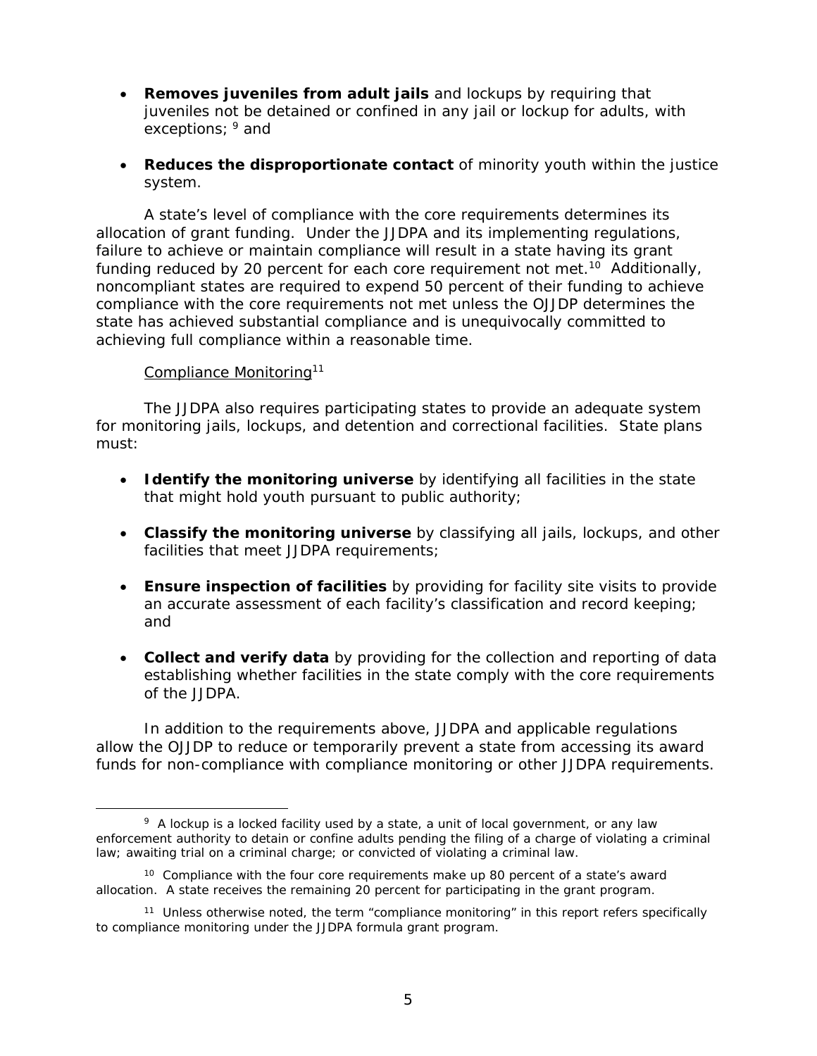- **Removes juveniles from adult jails** and lockups by requiring that juveniles not be detained or confined in any jail or lockup for adults, with exceptions; [9] and

- **Reduces the disproportionate contact** of minority youth within the justice system.

A state's level of compliance with the core requirements determines its allocation of grant funding. Under the JJDPA and its implementing regulations, failure to achieve or maintain compliance will result in a state having its grant funding reduced by 20 percent for each core requirement not met.[10] Additionally, noncompliant states are required to expend 50 percent of their funding to achieve compliance with the core requirements not met unless the OJJDP determines the state has achieved substantial compliance and is unequivocally committed to achieving full compliance within a reasonable time.

Compliance Monitoring[11]

The JJDPA also requires participating states to provide an adequate system for monitoring jails, lockups, and detention and correctional facilities. State plans must:

- **Identify the monitoring universe** by identifying all facilities in the state that might hold youth pursuant to public authority;

- **Classify the monitoring universe** by classifying all jails, lockups, and other facilities that meet JJDPA requirements;

- **Ensure inspection of facilities** by providing for facility site visits to provide an accurate assessment of each facility's classification and record keeping; and

- **Collect and verify data** by providing for the collection and reporting of data establishing whether facilities in the state comply with the core requirements of the JJDPA.

In addition to the requirements above, JJDPA and applicable regulations allow the OJJDP to reduce or temporarily prevent a state from accessing its award funds for non-compliance with compliance monitoring or other JJDPA requirements.

---

[9] A lockup is a locked facility used by a state, a unit of local government, or any law enforcement authority to detain or confine adults pending the filing of a charge of violating a criminal law; awaiting trial on a criminal charge; or convicted of violating a criminal law.

[10] Compliance with the four core requirements make up 80 percent of a state's award allocation. A state receives the remaining 20 percent for participating in the grant program.

[11] Unless otherwise noted, the term "compliance monitoring" in this report refers specifically to compliance monitoring under the JJDPA formula grant program.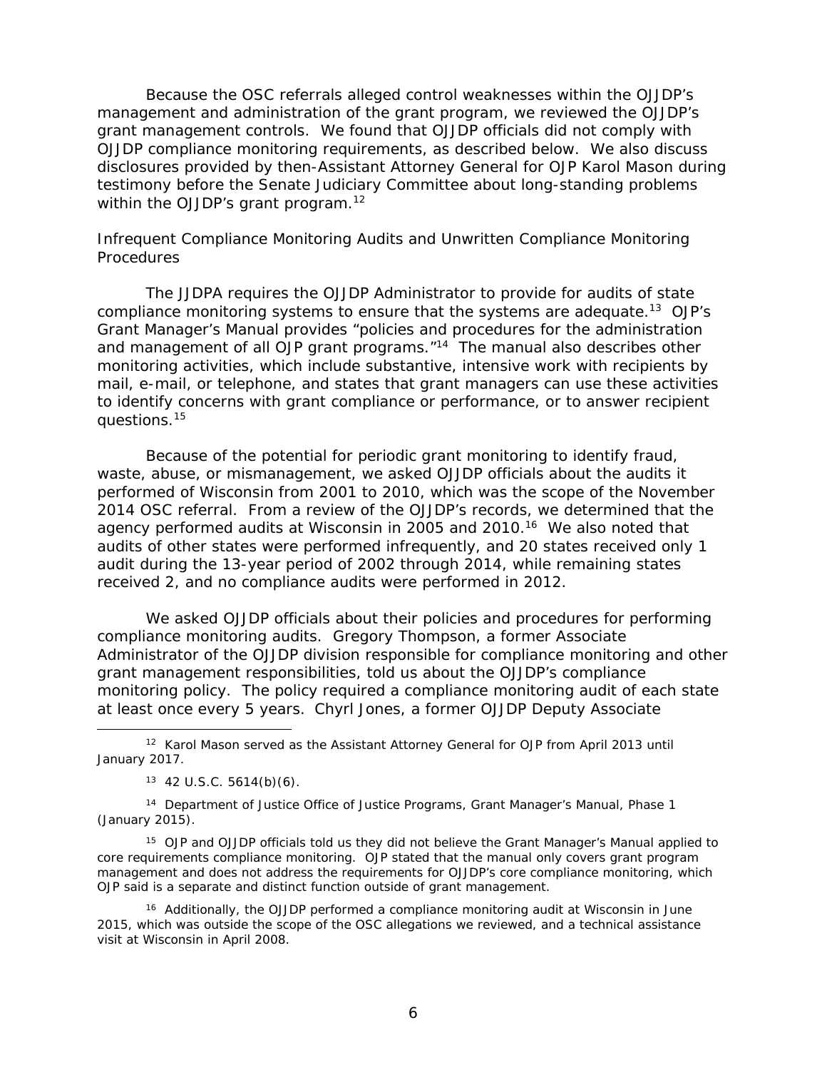Because the OSC referrals alleged control weaknesses within the OJJDP's management and administration of the grant program, we reviewed the OJJDP's grant management controls. We found that OJJDP officials did not comply with OJJDP compliance monitoring requirements, as described below. We also discuss disclosures provided by then-Assistant Attorney General for OJP Karol Mason during testimony before the Senate Judiciary Committee about long-standing problems within the OJJDP's grant program.[12]

*Infrequent Compliance Monitoring Audits and Unwritten Compliance Monitoring Procedures*

The JJDPA requires the OJJDP Administrator to provide for audits of state compliance monitoring systems to ensure that the systems are adequate.[13] OJP's Grant Manager's Manual provides "policies and procedures for the administration and management of all OJP grant programs."[14] The manual also describes other monitoring activities, which include substantive, intensive work with recipients by mail, e-mail, or telephone, and states that grant managers can use these activities to identify concerns with grant compliance or performance, or to answer recipient questions.[15]

Because of the potential for periodic grant monitoring to identify fraud, waste, abuse, or mismanagement, we asked OJJDP officials about the audits it performed of Wisconsin from 2001 to 2010, which was the scope of the November 2014 OSC referral. From a review of the OJJDP's records, we determined that the agency performed audits at Wisconsin in 2005 and 2010.[16] We also noted that audits of other states were performed infrequently, and 20 states received only 1 audit during the 13-year period of 2002 through 2014, while remaining states received 2, and no compliance audits were performed in 2012.

We asked OJJDP officials about their policies and procedures for performing compliance monitoring audits. Gregory Thompson, a former Associate Administrator of the OJJDP division responsible for compliance monitoring and other grant management responsibilities, told us about the OJJDP's compliance monitoring policy. The policy required a compliance monitoring audit of each state at least once every 5 years. Chyrl Jones, a former OJJDP Deputy Associate

---

[12] Karol Mason served as the Assistant Attorney General for OJP from April 2013 until January 2017.

[13] 42 U.S.C. 5614(b)(6).

[14] Department of Justice Office of Justice Programs, Grant Manager's Manual, Phase 1 (January 2015).

[15] OJP and OJJDP officials told us they did not believe the Grant Manager's Manual applied to core requirements compliance monitoring. OJP stated that the manual only covers grant program management and does not address the requirements for OJJDP's core compliance monitoring, which OJP said is a separate and distinct function outside of grant management.

[16] Additionally, the OJJDP performed a compliance monitoring audit at Wisconsin in June 2015, which was outside the scope of the OSC allegations we reviewed, and a technical assistance visit at Wisconsin in April 2008.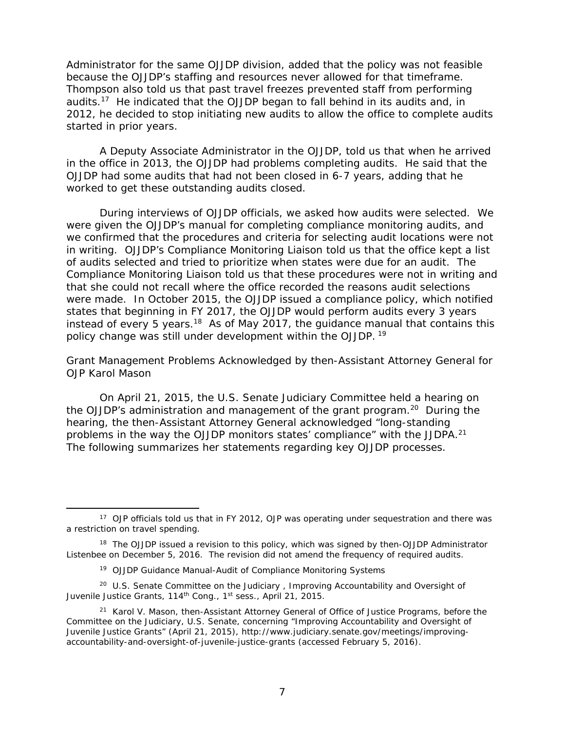Administrator for the same OJJDP division, added that the policy was not feasible because the OJJDP's staffing and resources never allowed for that timeframe. Thompson also told us that past travel freezes prevented staff from performing audits.[17] He indicated that the OJJDP began to fall behind in its audits and, in 2012, he decided to stop initiating new audits to allow the office to complete audits started in prior years.

A Deputy Associate Administrator in the OJJDP, told us that when he arrived in the office in 2013, the OJJDP had problems completing audits. He said that the OJJDP had some audits that had not been closed in 6-7 years, adding that he worked to get these outstanding audits closed.

During interviews of OJJDP officials, we asked how audits were selected. We were given the OJJDP's manual for completing compliance monitoring audits, and we confirmed that the procedures and criteria for selecting audit locations were not in writing. OJJDP's Compliance Monitoring Liaison told us that the office kept a list of audits selected and tried to prioritize when states were due for an audit. The Compliance Monitoring Liaison told us that these procedures were not in writing and that she could not recall where the office recorded the reasons audit selections were made. In October 2015, the OJJDP issued a compliance policy, which notified states that beginning in FY 2017, the OJJDP would perform audits every 3 years instead of every 5 years.[18] As of May 2017, the guidance manual that contains this policy change was still under development within the OJJDP.[19]

*Grant Management Problems Acknowledged by then-Assistant Attorney General for OJP Karol Mason*

On April 21, 2015, the U.S. Senate Judiciary Committee held a hearing on the OJJDP's administration and management of the grant program.[20] During the hearing, the then-Assistant Attorney General acknowledged "long-standing problems in the way the OJJDP monitors states' compliance" with the JJDPA.[21] The following summarizes her statements regarding key OJJDP processes.

---

[17] OJP officials told us that in FY 2012, OJP was operating under sequestration and there was a restriction on travel spending.

[18] The OJJDP issued a revision to this policy, which was signed by then-OJJDP Administrator Listenbee on December 5, 2016. The revision did not amend the frequency of required audits.

[19] OJJDP Guidance Manual-Audit of Compliance Monitoring Systems

[20] U.S. Senate Committee on the Judiciary , Improving Accountability and Oversight of Juvenile Justice Grants, 114th Cong., 1st sess., April 21, 2015.

[21] Karol V. Mason, then-Assistant Attorney General of Office of Justice Programs, before the Committee on the Judiciary, U.S. Senate, concerning "Improving Accountability and Oversight of Juvenile Justice Grants" (April 21, 2015), http://www.judiciary.senate.gov/meetings/improving-accountability-and-oversight-of-juvenile-justice-grants (accessed February 5, 2016).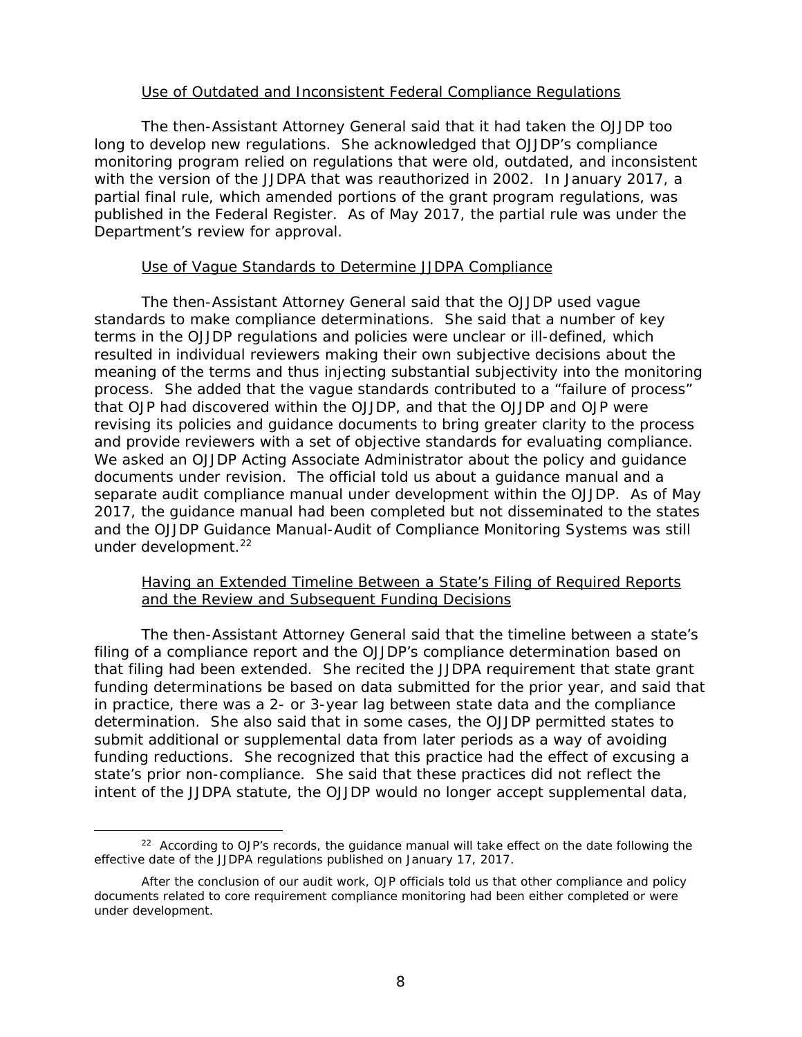Use of Outdated and Inconsistent Federal Compliance Regulations

The then-Assistant Attorney General said that it had taken the OJJDP too long to develop new regulations. She acknowledged that OJJDP's compliance monitoring program relied on regulations that were old, outdated, and inconsistent with the version of the JJDPA that was reauthorized in 2002. In January 2017, a partial final rule, which amended portions of the grant program regulations, was published in the Federal Register. As of May 2017, the partial rule was under the Department's review for approval.

Use of Vague Standards to Determine JJDPA Compliance

The then-Assistant Attorney General said that the OJJDP used vague standards to make compliance determinations. She said that a number of key terms in the OJJDP regulations and policies were unclear or ill-defined, which resulted in individual reviewers making their own subjective decisions about the meaning of the terms and thus injecting substantial subjectivity into the monitoring process. She added that the vague standards contributed to a "failure of process" that OJP had discovered within the OJJDP, and that the OJJDP and OJP were revising its policies and guidance documents to bring greater clarity to the process and provide reviewers with a set of objective standards for evaluating compliance. We asked an OJJDP Acting Associate Administrator about the policy and guidance documents under revision. The official told us about a guidance manual and a separate audit compliance manual under development within the OJJDP. As of May 2017, the guidance manual had been completed but not disseminated to the states and the OJJDP Guidance Manual-Audit of Compliance Monitoring Systems was still under development.[22]

Having an Extended Timeline Between a State's Filing of Required Reports and the Review and Subsequent Funding Decisions

The then-Assistant Attorney General said that the timeline between a state's filing of a compliance report and the OJJDP's compliance determination based on that filing had been extended. She recited the JJDPA requirement that state grant funding determinations be based on data submitted for the prior year, and said that in practice, there was a 2- or 3-year lag between state data and the compliance determination. She also said that in some cases, the OJJDP permitted states to submit additional or supplemental data from later periods as a way of avoiding funding reductions. She recognized that this practice had the effect of excusing a state's prior non-compliance. She said that these practices did not reflect the intent of the JJDPA statute, the OJJDP would no longer accept supplemental data,

[22] According to OJP's records, the guidance manual will take effect on the date following the effective date of the JJDPA regulations published on January 17, 2017.

After the conclusion of our audit work, OJP officials told us that other compliance and policy documents related to core requirement compliance monitoring had been either completed or were under development.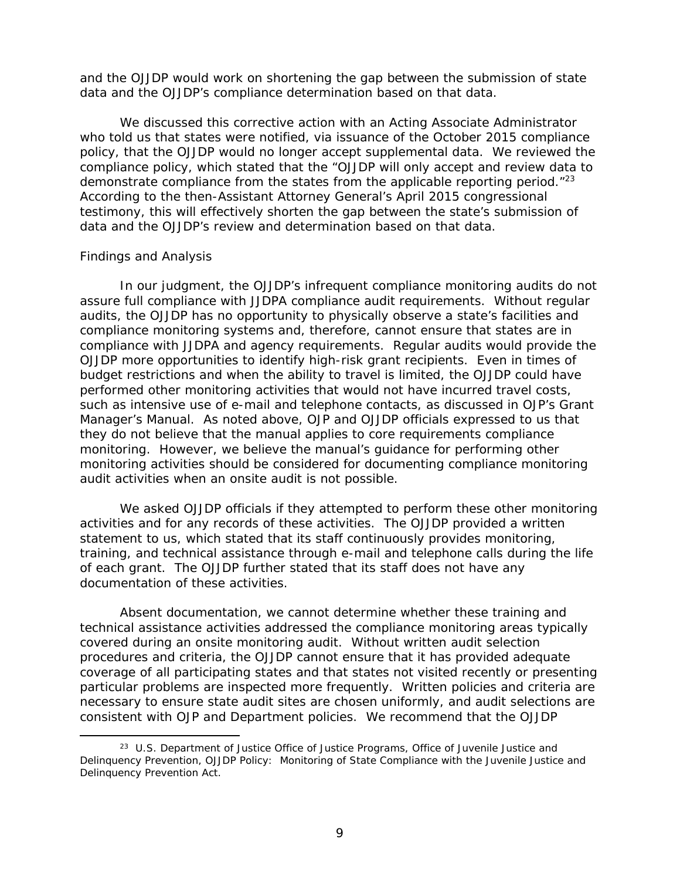and the OJJDP would work on shortening the gap between the submission of state data and the OJJDP's compliance determination based on that data.

We discussed this corrective action with an Acting Associate Administrator who told us that states were notified, via issuance of the October 2015 compliance policy, that the OJJDP would no longer accept supplemental data. We reviewed the compliance policy, which stated that the "OJJDP will only accept and review data to demonstrate compliance from the states from the applicable reporting period."[23] According to the then-Assistant Attorney General's April 2015 congressional testimony, this will effectively shorten the gap between the state's submission of data and the OJJDP's review and determination based on that data.

*Findings and Analysis*

In our judgment, the OJJDP's infrequent compliance monitoring audits do not assure full compliance with JJDPA compliance audit requirements. Without regular audits, the OJJDP has no opportunity to physically observe a state's facilities and compliance monitoring systems and, therefore, cannot ensure that states are in compliance with JJDPA and agency requirements. Regular audits would provide the OJJDP more opportunities to identify high-risk grant recipients. Even in times of budget restrictions and when the ability to travel is limited, the OJJDP could have performed other monitoring activities that would not have incurred travel costs, such as intensive use of e-mail and telephone contacts, as discussed in OJP's Grant Manager's Manual. As noted above, OJP and OJJDP officials expressed to us that they do not believe that the manual applies to core requirements compliance monitoring. However, we believe the manual's guidance for performing other monitoring activities should be considered for documenting compliance monitoring audit activities when an onsite audit is not possible.

We asked OJJDP officials if they attempted to perform these other monitoring activities and for any records of these activities. The OJJDP provided a written statement to us, which stated that its staff continuously provides monitoring, training, and technical assistance through e-mail and telephone calls during the life of each grant. The OJJDP further stated that its staff does not have any documentation of these activities.

Absent documentation, we cannot determine whether these training and technical assistance activities addressed the compliance monitoring areas typically covered during an onsite monitoring audit. Without written audit selection procedures and criteria, the OJJDP cannot ensure that it has provided adequate coverage of all participating states and that states not visited recently or presenting particular problems are inspected more frequently. Written policies and criteria are necessary to ensure state audit sites are chosen uniformly, and audit selections are consistent with OJP and Department policies. We recommend that the OJJDP

[23] U.S. Department of Justice Office of Justice Programs, Office of Juvenile Justice and Delinquency Prevention, OJJDP Policy: Monitoring of State Compliance with the Juvenile Justice and Delinquency Prevention Act.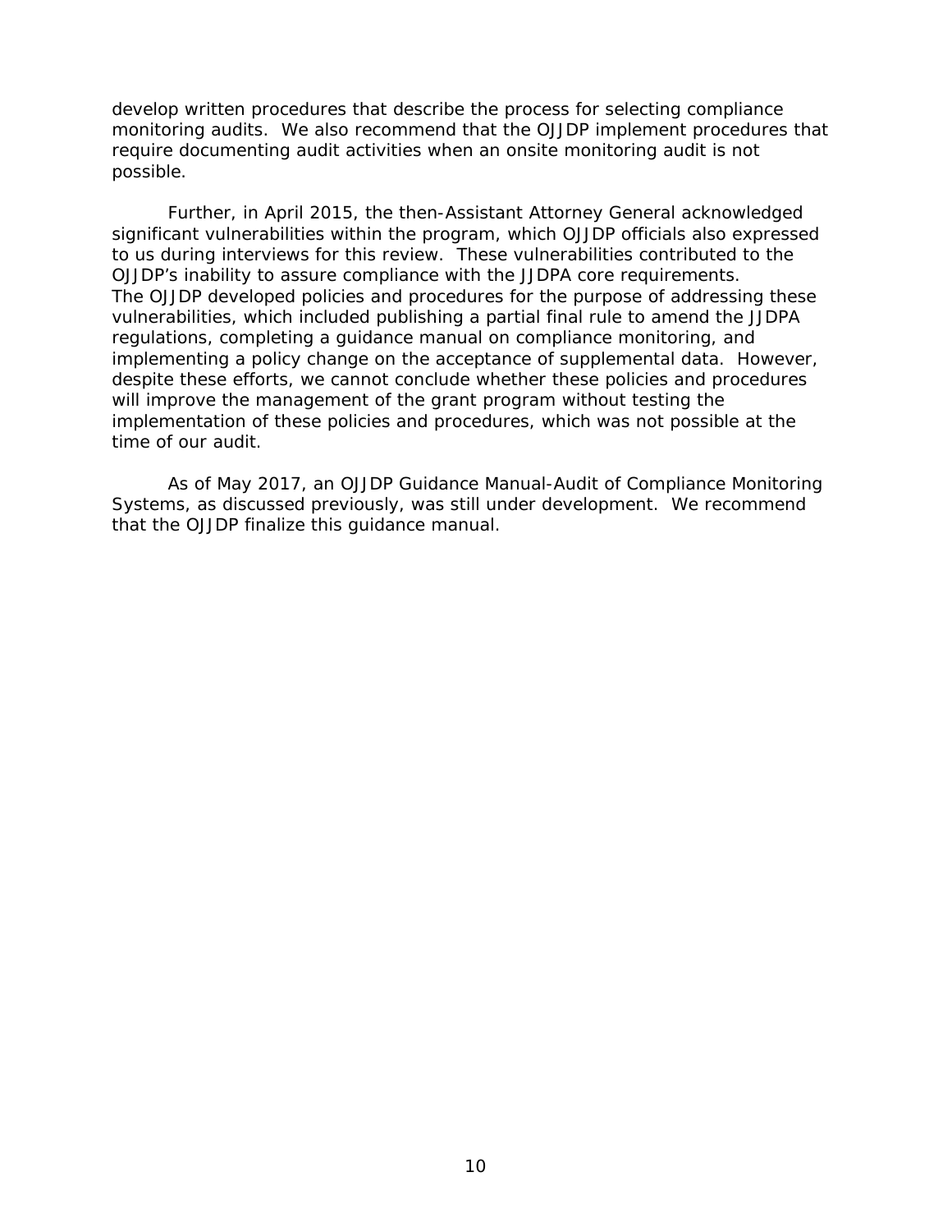develop written procedures that describe the process for selecting compliance monitoring audits. We also recommend that the OJJDP implement procedures that require documenting audit activities when an onsite monitoring audit is not possible.

Further, in April 2015, the then-Assistant Attorney General acknowledged significant vulnerabilities within the program, which OJJDP officials also expressed to us during interviews for this review. These vulnerabilities contributed to the OJJDP's inability to assure compliance with the JJDPA core requirements. The OJJDP developed policies and procedures for the purpose of addressing these vulnerabilities, which included publishing a partial final rule to amend the JJDPA regulations, completing a guidance manual on compliance monitoring, and implementing a policy change on the acceptance of supplemental data. However, despite these efforts, we cannot conclude whether these policies and procedures will improve the management of the grant program without testing the implementation of these policies and procedures, which was not possible at the time of our audit.

As of May 2017, an OJJDP Guidance Manual-Audit of Compliance Monitoring Systems, as discussed previously, was still under development. We recommend that the OJJDP finalize this guidance manual.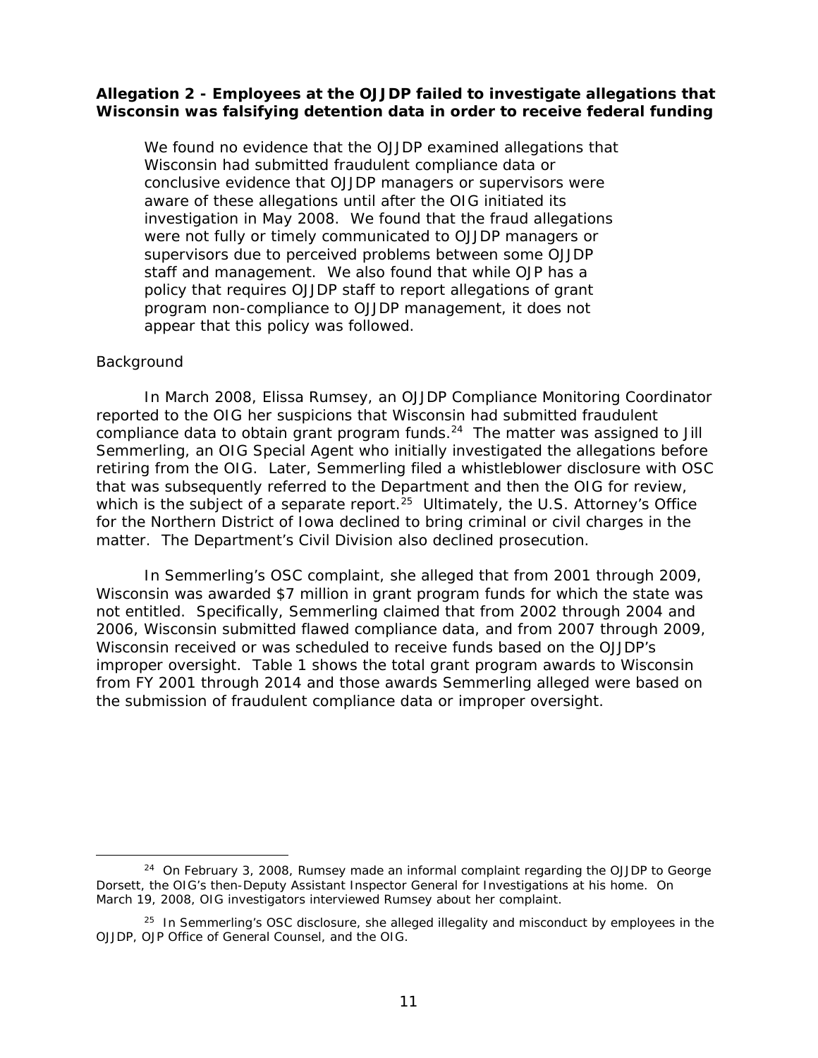**Allegation 2 - Employees at the OJJDP failed to investigate allegations that Wisconsin was falsifying detention data in order to receive federal funding**

> We found no evidence that the OJJDP examined allegations that Wisconsin had submitted fraudulent compliance data or conclusive evidence that OJJDP managers or supervisors were aware of these allegations until after the OIG initiated its investigation in May 2008. We found that the fraud allegations were not fully or timely communicated to OJJDP managers or supervisors due to perceived problems between some OJJDP staff and management. We also found that while OJP has a policy that requires OJJDP staff to report allegations of grant program non-compliance to OJJDP management, it does not appear that this policy was followed.

*Background*

In March 2008, Elissa Rumsey, an OJJDP Compliance Monitoring Coordinator reported to the OIG her suspicions that Wisconsin had submitted fraudulent compliance data to obtain grant program funds.[24] The matter was assigned to Jill Semmerling, an OIG Special Agent who initially investigated the allegations before retiring from the OIG. Later, Semmerling filed a whistleblower disclosure with OSC that was subsequently referred to the Department and then the OIG for review, which is the subject of a separate report.[25] Ultimately, the U.S. Attorney's Office for the Northern District of Iowa declined to bring criminal or civil charges in the matter. The Department's Civil Division also declined prosecution.

In Semmerling's OSC complaint, she alleged that from 2001 through 2009, Wisconsin was awarded $7 million in grant program funds for which the state was not entitled. Specifically, Semmerling claimed that from 2002 through 2004 and 2006, Wisconsin submitted flawed compliance data, and from 2007 through 2009, Wisconsin received or was scheduled to receive funds based on the OJJDP's improper oversight. Table 1 shows the total grant program awards to Wisconsin from FY 2001 through 2014 and those awards Semmerling alleged were based on the submission of fraudulent compliance data or improper oversight.

---

[24] On February 3, 2008, Rumsey made an informal complaint regarding the OJJDP to George Dorsett, the OIG's then-Deputy Assistant Inspector General for Investigations at his home. On March 19, 2008, OIG investigators interviewed Rumsey about her complaint.

[25] In Semmerling's OSC disclosure, she alleged illegality and misconduct by employees in the OJJDP, OJP Office of General Counsel, and the OIG.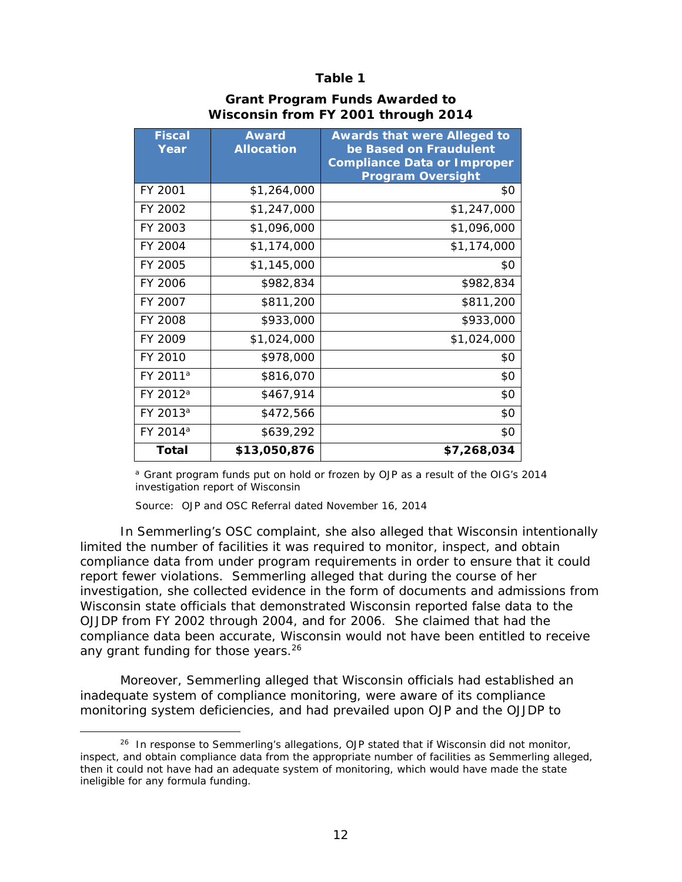**Table 1**

**Grant Program Funds Awarded to Wisconsin from FY 2001 through 2014**

| Fiscal Year | Award Allocation | Awards that were Alleged to be Based on Fraudulent Compliance Data or Improper Program Oversight |
|---|---|---|
| FY 2001 | $1,264,000 | $0 |
| FY 2002 | $1,247,000 | $1,247,000 |
| FY 2003 | $1,096,000 | $1,096,000 |
| FY 2004 | $1,174,000 | $1,174,000 |
| FY 2005 | $1,145,000 | $0 |
| FY 2006 | $982,834 | $982,834 |
| FY 2007 | $811,200 | $811,200 |
| FY 2008 | $933,000 | $933,000 |
| FY 2009 | $1,024,000 | $1,024,000 |
| FY 2010 | $978,000 | $0 |
| FY 2011[a] | $816,070 | $0 |
| FY 2012[a] | $467,914 | $0 |
| FY 2013[a] | $472,566 | $0 |
| FY 2014[a] | $639,292 | $0 |
| **Total** | **$13,050,876** | **$7,268,034** |

[a] Grant program funds put on hold or frozen by OJP as a result of the OIG's 2014 investigation report of Wisconsin

Source: OJP and OSC Referral dated November 16, 2014

In Semmerling's OSC complaint, she also alleged that Wisconsin intentionally limited the number of facilities it was required to monitor, inspect, and obtain compliance data from under program requirements in order to ensure that it could report fewer violations. Semmerling alleged that during the course of her investigation, she collected evidence in the form of documents and admissions from Wisconsin state officials that demonstrated Wisconsin reported false data to the OJJDP from FY 2002 through 2004, and for 2006. She claimed that had the compliance data been accurate, Wisconsin would not have been entitled to receive any grant funding for those years.[26]

Moreover, Semmerling alleged that Wisconsin officials had established an inadequate system of compliance monitoring, were aware of its compliance monitoring system deficiencies, and had prevailed upon OJP and the OJJDP to

[26] In response to Semmerling's allegations, OJP stated that if Wisconsin did not monitor, inspect, and obtain compliance data from the appropriate number of facilities as Semmerling alleged, then it could not have had an adequate system of monitoring, which would have made the state ineligible for any formula funding.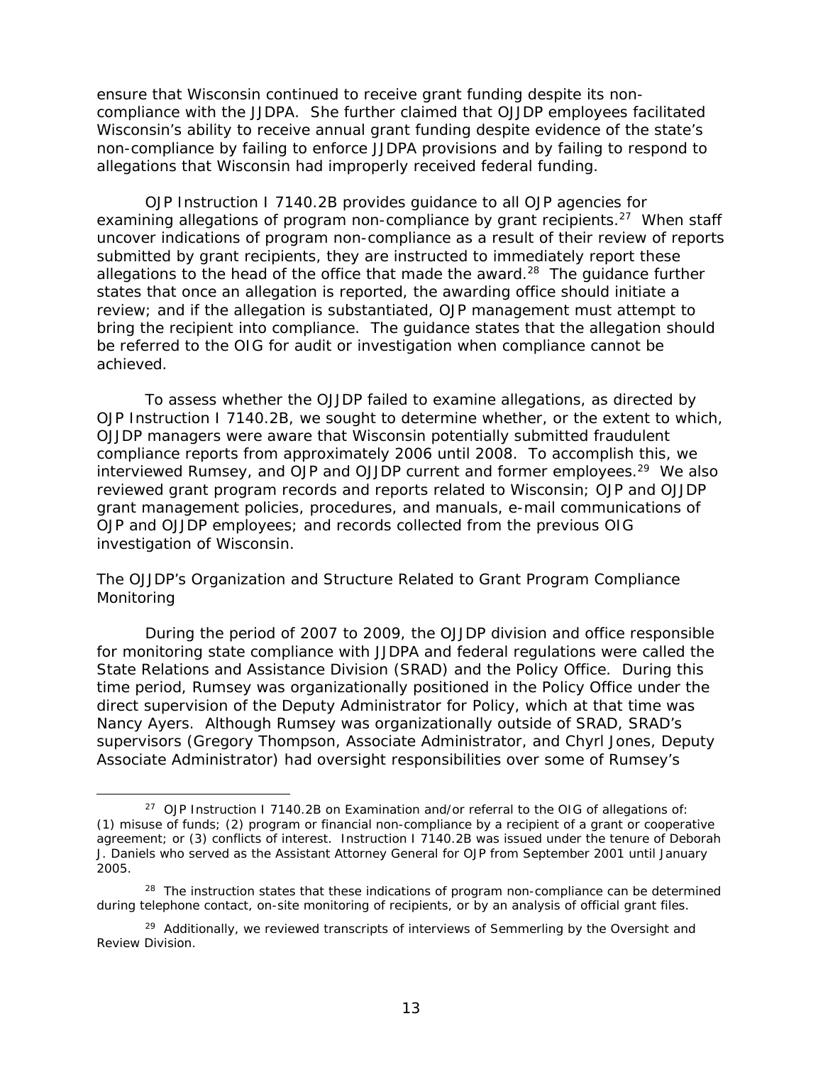ensure that Wisconsin continued to receive grant funding despite its non-compliance with the JJDPA. She further claimed that OJJDP employees facilitated Wisconsin's ability to receive annual grant funding despite evidence of the state's non-compliance by failing to enforce JJDPA provisions and by failing to respond to allegations that Wisconsin had improperly received federal funding.

OJP Instruction I 7140.2B provides guidance to all OJP agencies for examining allegations of program non-compliance by grant recipients.[27] When staff uncover indications of program non-compliance as a result of their review of reports submitted by grant recipients, they are instructed to immediately report these allegations to the head of the office that made the award.[28] The guidance further states that once an allegation is reported, the awarding office should initiate a review; and if the allegation is substantiated, OJP management must attempt to bring the recipient into compliance. The guidance states that the allegation should be referred to the OIG for audit or investigation when compliance cannot be achieved.

To assess whether the OJJDP failed to examine allegations, as directed by OJP Instruction I 7140.2B, we sought to determine whether, or the extent to which, OJJDP managers were aware that Wisconsin potentially submitted fraudulent compliance reports from approximately 2006 until 2008. To accomplish this, we interviewed Rumsey, and OJP and OJJDP current and former employees.[29] We also reviewed grant program records and reports related to Wisconsin; OJP and OJJDP grant management policies, procedures, and manuals, e-mail communications of OJP and OJJDP employees; and records collected from the previous OIG investigation of Wisconsin.

*The OJJDP's Organization and Structure Related to Grant Program Compliance Monitoring*

During the period of 2007 to 2009, the OJJDP division and office responsible for monitoring state compliance with JJDPA and federal regulations were called the State Relations and Assistance Division (SRAD) and the Policy Office. During this time period, Rumsey was organizationally positioned in the Policy Office under the direct supervision of the Deputy Administrator for Policy, which at that time was Nancy Ayers. Although Rumsey was organizationally outside of SRAD, SRAD's supervisors (Gregory Thompson, Associate Administrator, and Chyrl Jones, Deputy Associate Administrator) had oversight responsibilities over some of Rumsey's

---

[27] OJP Instruction I 7140.2B on Examination and/or referral to the OIG of allegations of: (1) misuse of funds; (2) program or financial non-compliance by a recipient of a grant or cooperative agreement; or (3) conflicts of interest. Instruction I 7140.2B was issued under the tenure of Deborah J. Daniels who served as the Assistant Attorney General for OJP from September 2001 until January 2005.

[28] The instruction states that these indications of program non-compliance can be determined during telephone contact, on-site monitoring of recipients, or by an analysis of official grant files.

[29] Additionally, we reviewed transcripts of interviews of Semmerling by the Oversight and Review Division.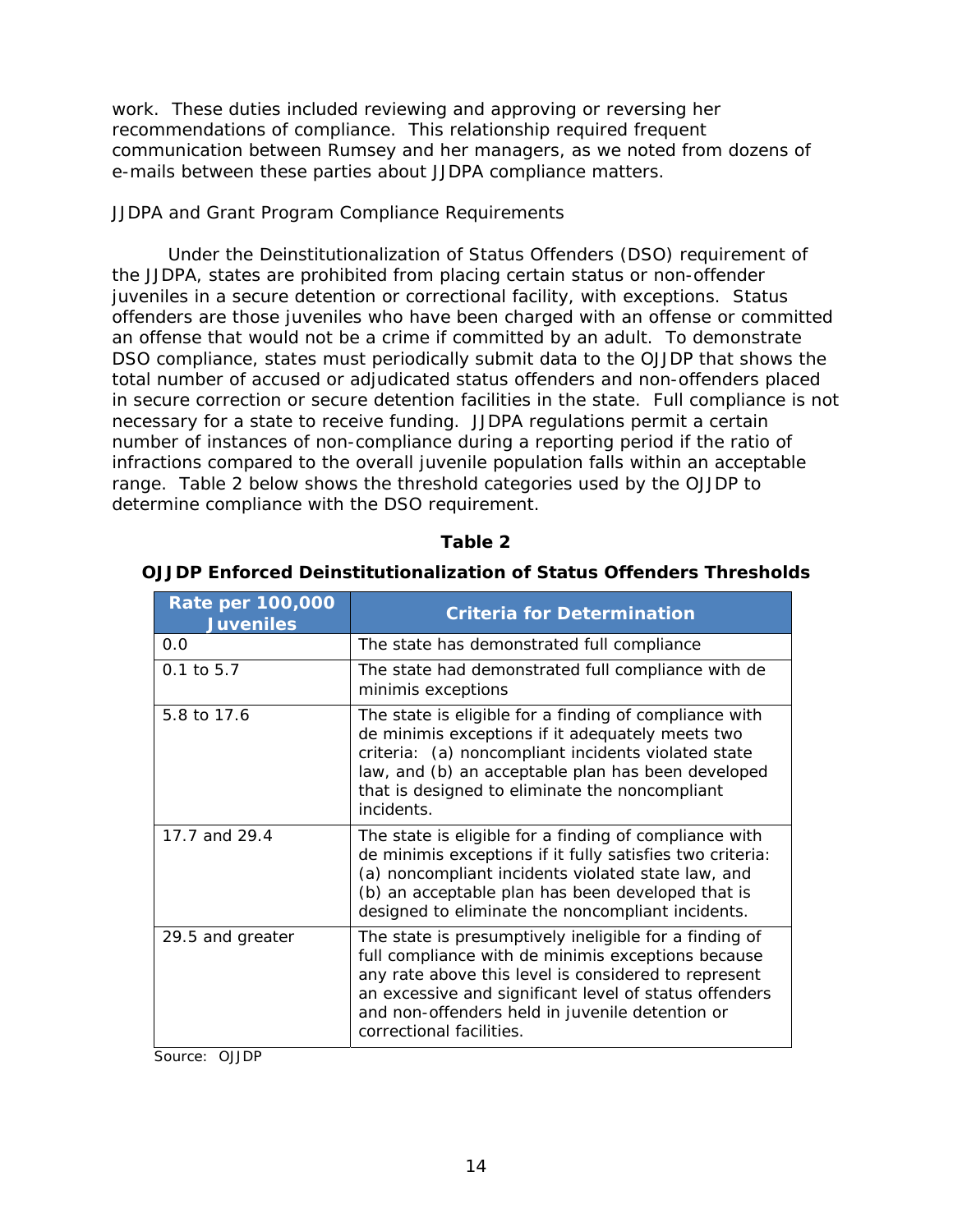work. These duties included reviewing and approving or reversing her recommendations of compliance. This relationship required frequent communication between Rumsey and her managers, as we noted from dozens of e-mails between these parties about JJDPA compliance matters.

JJDPA and Grant Program Compliance Requirements

Under the Deinstitutionalization of Status Offenders (DSO) requirement of the JJDPA, states are prohibited from placing certain status or non-offender juveniles in a secure detention or correctional facility, with exceptions. Status offenders are those juveniles who have been charged with an offense or committed an offense that would not be a crime if committed by an adult. To demonstrate DSO compliance, states must periodically submit data to the OJJDP that shows the total number of accused or adjudicated status offenders and non-offenders placed in secure correction or secure detention facilities in the state. Full compliance is not necessary for a state to receive funding. JJDPA regulations permit a certain number of instances of non-compliance during a reporting period if the ratio of infractions compared to the overall juvenile population falls within an acceptable range. Table 2 below shows the threshold categories used by the OJJDP to determine compliance with the DSO requirement.

**Table 2**

**OJJDP Enforced Deinstitutionalization of Status Offenders Thresholds**

| Rate per 100,000 Juveniles | Criteria for Determination |
|---|---|
| 0.0 | The state has demonstrated full compliance |
| 0.1 to 5.7 | The state had demonstrated full compliance with de minimis exceptions |
| 5.8 to 17.6 | The state is eligible for a finding of compliance with de minimis exceptions if it adequately meets two criteria: (a) noncompliant incidents violated state law, and (b) an acceptable plan has been developed that is designed to eliminate the noncompliant incidents. |
| 17.7 and 29.4 | The state is eligible for a finding of compliance with de minimis exceptions if it fully satisfies two criteria: (a) noncompliant incidents violated state law, and (b) an acceptable plan has been developed that is designed to eliminate the noncompliant incidents. |
| 29.5 and greater | The state is presumptively ineligible for a finding of full compliance with de minimis exceptions because any rate above this level is considered to represent an excessive and significant level of status offenders and non-offenders held in juvenile detention or correctional facilities. |

Source: OJJDP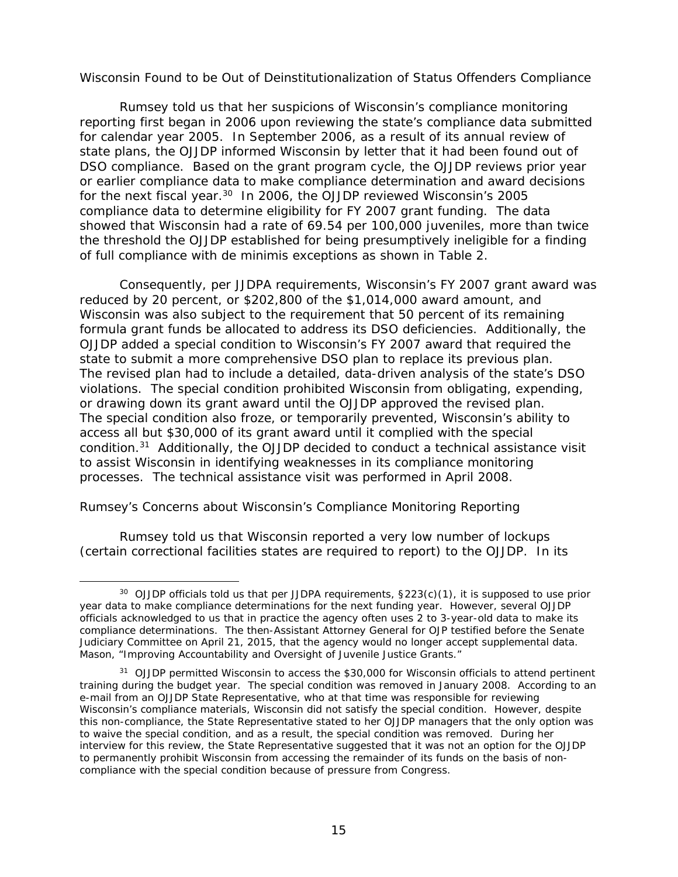*Wisconsin Found to be Out of Deinstitutionalization of Status Offenders Compliance*

Rumsey told us that her suspicions of Wisconsin's compliance monitoring reporting first began in 2006 upon reviewing the state's compliance data submitted for calendar year 2005. In September 2006, as a result of its annual review of state plans, the OJJDP informed Wisconsin by letter that it had been found out of DSO compliance. Based on the grant program cycle, the OJJDP reviews prior year or earlier compliance data to make compliance determination and award decisions for the next fiscal year.[30] In 2006, the OJJDP reviewed Wisconsin's 2005 compliance data to determine eligibility for FY 2007 grant funding. The data showed that Wisconsin had a rate of 69.54 per 100,000 juveniles, more than twice the threshold the OJJDP established for being presumptively ineligible for a finding of full compliance with de minimis exceptions as shown in Table 2.

Consequently, per JJDPA requirements, Wisconsin's FY 2007 grant award was reduced by 20 percent, or $202,800 of the $1,014,000 award amount, and Wisconsin was also subject to the requirement that 50 percent of its remaining formula grant funds be allocated to address its DSO deficiencies. Additionally, the OJJDP added a special condition to Wisconsin's FY 2007 award that required the state to submit a more comprehensive DSO plan to replace its previous plan. The revised plan had to include a detailed, data-driven analysis of the state's DSO violations. The special condition prohibited Wisconsin from obligating, expending, or drawing down its grant award until the OJJDP approved the revised plan. The special condition also froze, or temporarily prevented, Wisconsin's ability to access all but $30,000 of its grant award until it complied with the special condition.[31] Additionally, the OJJDP decided to conduct a technical assistance visit to assist Wisconsin in identifying weaknesses in its compliance monitoring processes. The technical assistance visit was performed in April 2008.

*Rumsey's Concerns about Wisconsin's Compliance Monitoring Reporting*

Rumsey told us that Wisconsin reported a very low number of lockups (certain correctional facilities states are required to report) to the OJJDP. In its

---

[30] OJJDP officials told us that per JJDPA requirements, §223(c)(1), it is supposed to use prior year data to make compliance determinations for the next funding year. However, several OJJDP officials acknowledged to us that in practice the agency often uses 2 to 3-year-old data to make its compliance determinations. The then-Assistant Attorney General for OJP testified before the Senate Judiciary Committee on April 21, 2015, that the agency would no longer accept supplemental data. Mason, "Improving Accountability and Oversight of Juvenile Justice Grants."

[31] OJJDP permitted Wisconsin to access the $30,000 for Wisconsin officials to attend pertinent training during the budget year. The special condition was removed in January 2008. According to an e-mail from an OJJDP State Representative, who at that time was responsible for reviewing Wisconsin's compliance materials, Wisconsin did not satisfy the special condition. However, despite this non-compliance, the State Representative stated to her OJJDP managers that the only option was to waive the special condition, and as a result, the special condition was removed. During her interview for this review, the State Representative suggested that it was not an option for the OJJDP to permanently prohibit Wisconsin from accessing the remainder of its funds on the basis of non-compliance with the special condition because of pressure from Congress.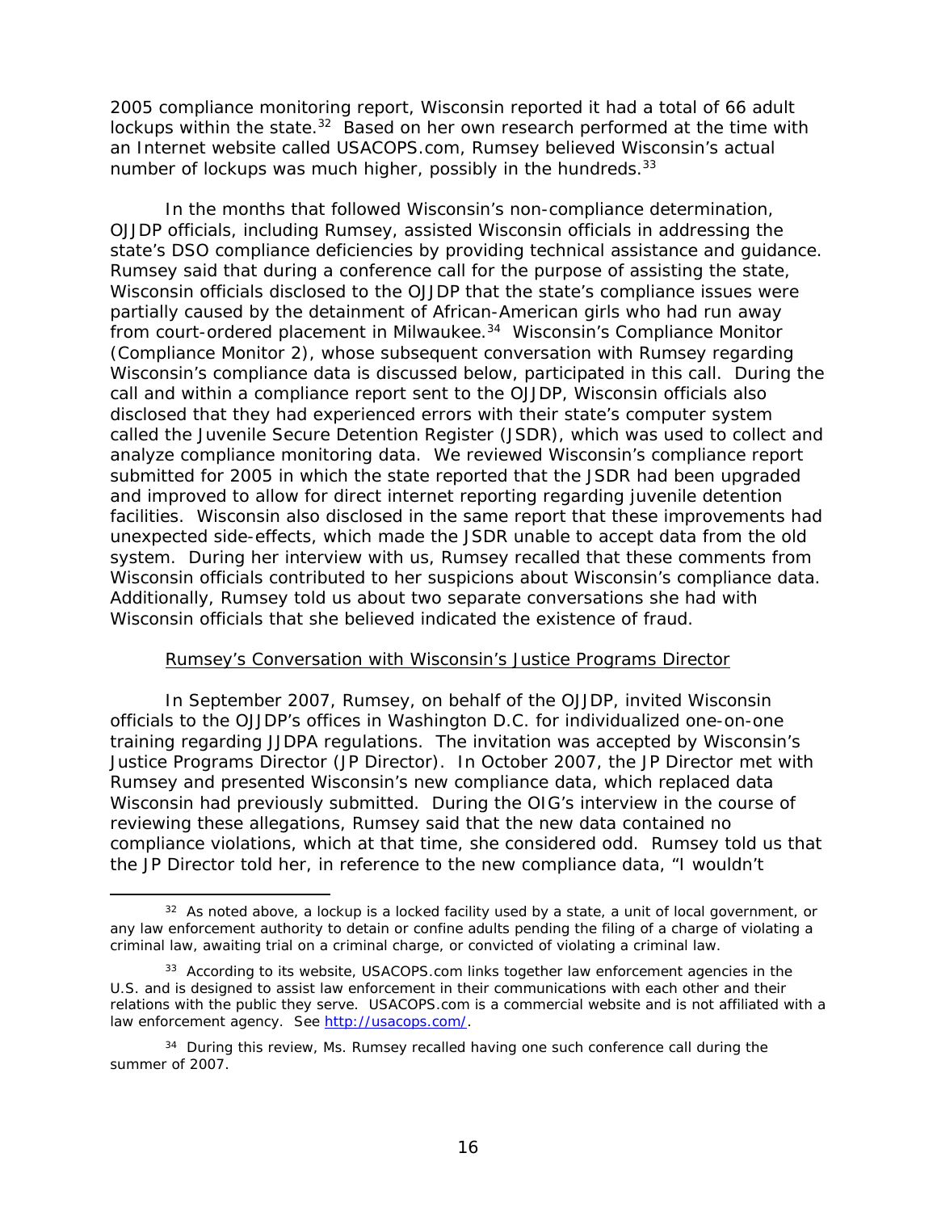2005 compliance monitoring report, Wisconsin reported it had a total of 66 adult lockups within the state.[32] Based on her own research performed at the time with an Internet website called USACOPS.com, Rumsey believed Wisconsin's actual number of lockups was much higher, possibly in the hundreds.[33]

In the months that followed Wisconsin's non-compliance determination, OJJDP officials, including Rumsey, assisted Wisconsin officials in addressing the state's DSO compliance deficiencies by providing technical assistance and guidance. Rumsey said that during a conference call for the purpose of assisting the state, Wisconsin officials disclosed to the OJJDP that the state's compliance issues were partially caused by the detainment of African-American girls who had run away from court-ordered placement in Milwaukee.[34] Wisconsin's Compliance Monitor (Compliance Monitor 2), whose subsequent conversation with Rumsey regarding Wisconsin's compliance data is discussed below, participated in this call. During the call and within a compliance report sent to the OJJDP, Wisconsin officials also disclosed that they had experienced errors with their state's computer system called the Juvenile Secure Detention Register (JSDR), which was used to collect and analyze compliance monitoring data. We reviewed Wisconsin's compliance report submitted for 2005 in which the state reported that the JSDR had been upgraded and improved to allow for direct internet reporting regarding juvenile detention facilities. Wisconsin also disclosed in the same report that these improvements had unexpected side-effects, which made the JSDR unable to accept data from the old system. During her interview with us, Rumsey recalled that these comments from Wisconsin officials contributed to her suspicions about Wisconsin's compliance data. Additionally, Rumsey told us about two separate conversations she had with Wisconsin officials that she believed indicated the existence of fraud.

### Rumsey's Conversation with Wisconsin's Justice Programs Director

In September 2007, Rumsey, on behalf of the OJJDP, invited Wisconsin officials to the OJJDP's offices in Washington D.C. for individualized one-on-one training regarding JJDPA regulations. The invitation was accepted by Wisconsin's Justice Programs Director (JP Director). In October 2007, the JP Director met with Rumsey and presented Wisconsin's new compliance data, which replaced data Wisconsin had previously submitted. During the OIG's interview in the course of reviewing these allegations, Rumsey said that the new data contained no compliance violations, which at that time, she considered odd. Rumsey told us that the JP Director told her, in reference to the new compliance data, "I wouldn't

---

[32] As noted above, a lockup is a locked facility used by a state, a unit of local government, or any law enforcement authority to detain or confine adults pending the filing of a charge of violating a criminal law, awaiting trial on a criminal charge, or convicted of violating a criminal law.

[33] According to its website, USACOPS.com links together law enforcement agencies in the U.S. and is designed to assist law enforcement in their communications with each other and their relations with the public they serve. USACOPS.com is a commercial website and is not affiliated with a law enforcement agency. See http://usacops.com/.

[34] During this review, Ms. Rumsey recalled having one such conference call during the summer of 2007.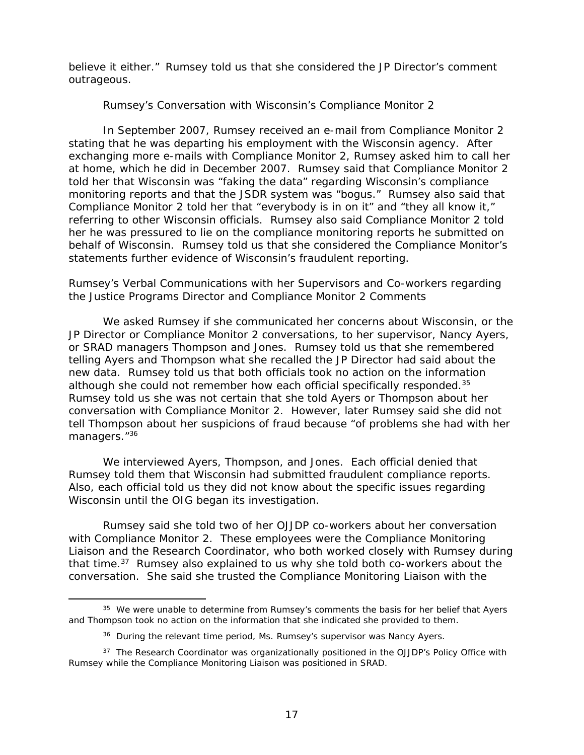believe it either." Rumsey told us that she considered the JP Director's comment outrageous.

Rumsey's Conversation with Wisconsin's Compliance Monitor 2

In September 2007, Rumsey received an e-mail from Compliance Monitor 2 stating that he was departing his employment with the Wisconsin agency. After exchanging more e-mails with Compliance Monitor 2, Rumsey asked him to call her at home, which he did in December 2007. Rumsey said that Compliance Monitor 2 told her that Wisconsin was "faking the data" regarding Wisconsin's compliance monitoring reports and that the JSDR system was "bogus." Rumsey also said that Compliance Monitor 2 told her that "everybody is in on it" and "they all know it," referring to other Wisconsin officials. Rumsey also said Compliance Monitor 2 told her he was pressured to lie on the compliance monitoring reports he submitted on behalf of Wisconsin. Rumsey told us that she considered the Compliance Monitor's statements further evidence of Wisconsin's fraudulent reporting.

*Rumsey's Verbal Communications with her Supervisors and Co-workers regarding the Justice Programs Director and Compliance Monitor 2 Comments*

We asked Rumsey if she communicated her concerns about Wisconsin, or the JP Director or Compliance Monitor 2 conversations, to her supervisor, Nancy Ayers, or SRAD managers Thompson and Jones. Rumsey told us that she remembered telling Ayers and Thompson what she recalled the JP Director had said about the new data. Rumsey told us that both officials took no action on the information although she could not remember how each official specifically responded.[35] Rumsey told us she was not certain that she told Ayers or Thompson about her conversation with Compliance Monitor 2. However, later Rumsey said she did not tell Thompson about her suspicions of fraud because "of problems she had with her managers."[36]

We interviewed Ayers, Thompson, and Jones. Each official denied that Rumsey told them that Wisconsin had submitted fraudulent compliance reports. Also, each official told us they did not know about the specific issues regarding Wisconsin until the OIG began its investigation.

Rumsey said she told two of her OJJDP co-workers about her conversation with Compliance Monitor 2. These employees were the Compliance Monitoring Liaison and the Research Coordinator, who both worked closely with Rumsey during that time.[37] Rumsey also explained to us why she told both co-workers about the conversation. She said she trusted the Compliance Monitoring Liaison with the

---

[35] We were unable to determine from Rumsey's comments the basis for her belief that Ayers and Thompson took no action on the information that she indicated she provided to them.

[36] During the relevant time period, Ms. Rumsey's supervisor was Nancy Ayers.

[37] The Research Coordinator was organizationally positioned in the OJJDP's Policy Office with Rumsey while the Compliance Monitoring Liaison was positioned in SRAD.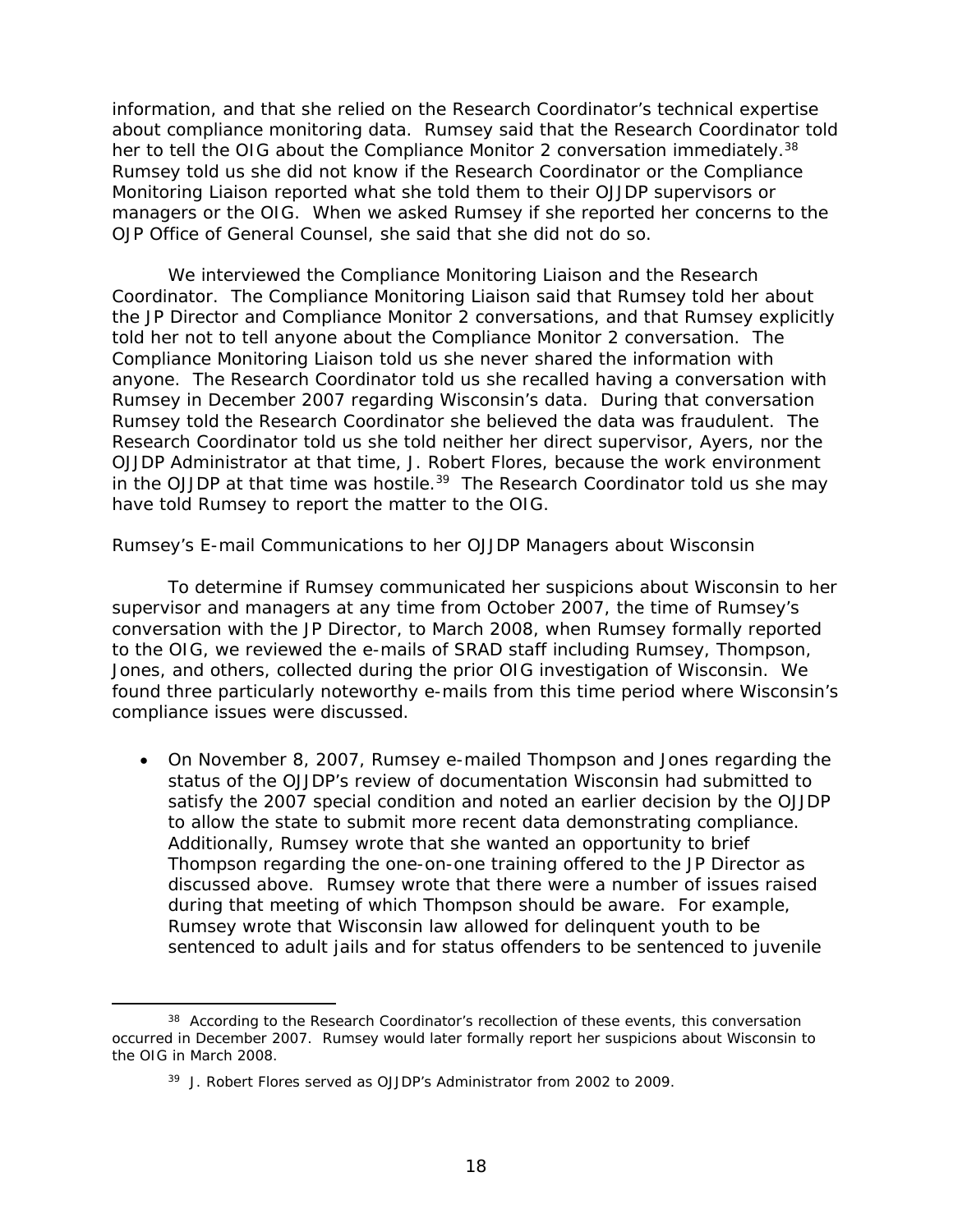information, and that she relied on the Research Coordinator's technical expertise about compliance monitoring data. Rumsey said that the Research Coordinator told her to tell the OIG about the Compliance Monitor 2 conversation immediately.[38] Rumsey told us she did not know if the Research Coordinator or the Compliance Monitoring Liaison reported what she told them to their OJJDP supervisors or managers or the OIG. When we asked Rumsey if she reported her concerns to the OJP Office of General Counsel, she said that she did not do so.

We interviewed the Compliance Monitoring Liaison and the Research Coordinator. The Compliance Monitoring Liaison said that Rumsey told her about the JP Director and Compliance Monitor 2 conversations, and that Rumsey explicitly told her not to tell anyone about the Compliance Monitor 2 conversation. The Compliance Monitoring Liaison told us she never shared the information with anyone. The Research Coordinator told us she recalled having a conversation with Rumsey in December 2007 regarding Wisconsin's data. During that conversation Rumsey told the Research Coordinator she believed the data was fraudulent. The Research Coordinator told us she told neither her direct supervisor, Ayers, nor the OJJDP Administrator at that time, J. Robert Flores, because the work environment in the OJJDP at that time was hostile.[39] The Research Coordinator told us she may have told Rumsey to report the matter to the OIG.

*Rumsey's E-mail Communications to her OJJDP Managers about Wisconsin*

To determine if Rumsey communicated her suspicions about Wisconsin to her supervisor and managers at any time from October 2007, the time of Rumsey's conversation with the JP Director, to March 2008, when Rumsey formally reported to the OIG, we reviewed the e-mails of SRAD staff including Rumsey, Thompson, Jones, and others, collected during the prior OIG investigation of Wisconsin. We found three particularly noteworthy e-mails from this time period where Wisconsin's compliance issues were discussed.

- On November 8, 2007, Rumsey e-mailed Thompson and Jones regarding the status of the OJJDP's review of documentation Wisconsin had submitted to satisfy the 2007 special condition and noted an earlier decision by the OJJDP to allow the state to submit more recent data demonstrating compliance. Additionally, Rumsey wrote that she wanted an opportunity to brief Thompson regarding the one-on-one training offered to the JP Director as discussed above. Rumsey wrote that there were a number of issues raised during that meeting of which Thompson should be aware. For example, Rumsey wrote that Wisconsin law allowed for delinquent youth to be sentenced to adult jails and for status offenders to be sentenced to juvenile

[38] According to the Research Coordinator's recollection of these events, this conversation occurred in December 2007. Rumsey would later formally report her suspicions about Wisconsin to the OIG in March 2008.

[39] J. Robert Flores served as OJJDP's Administrator from 2002 to 2009.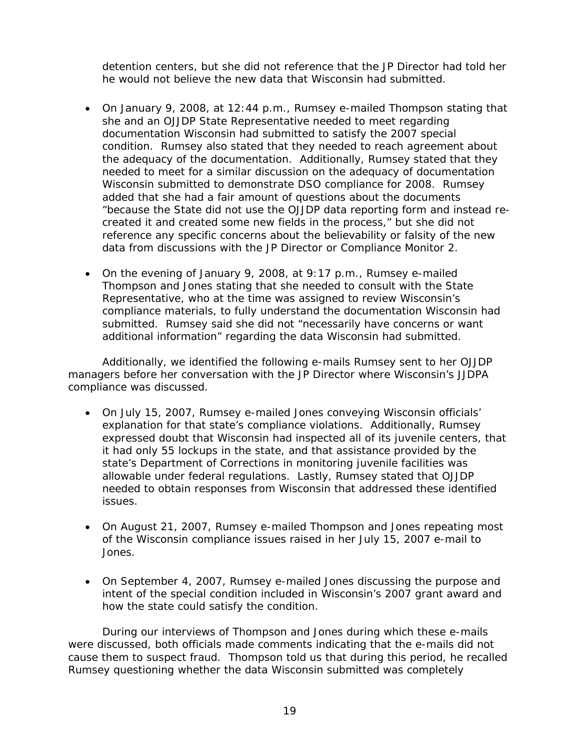detention centers, but she did not reference that the JP Director had told her he would not believe the new data that Wisconsin had submitted.

- On January 9, 2008, at 12:44 p.m., Rumsey e-mailed Thompson stating that she and an OJJDP State Representative needed to meet regarding documentation Wisconsin had submitted to satisfy the 2007 special condition. Rumsey also stated that they needed to reach agreement about the adequacy of the documentation. Additionally, Rumsey stated that they needed to meet for a similar discussion on the adequacy of documentation Wisconsin submitted to demonstrate DSO compliance for 2008. Rumsey added that she had a fair amount of questions about the documents "because the State did not use the OJJDP data reporting form and instead re-created it and created some new fields in the process," but she did not reference any specific concerns about the believability or falsity of the new data from discussions with the JP Director or Compliance Monitor 2.

- On the evening of January 9, 2008, at 9:17 p.m., Rumsey e-mailed Thompson and Jones stating that she needed to consult with the State Representative, who at the time was assigned to review Wisconsin's compliance materials, to fully understand the documentation Wisconsin had submitted. Rumsey said she did not "necessarily have concerns or want additional information" regarding the data Wisconsin had submitted.

Additionally, we identified the following e-mails Rumsey sent to her OJJDP managers before her conversation with the JP Director where Wisconsin's JJDPA compliance was discussed.

- On July 15, 2007, Rumsey e-mailed Jones conveying Wisconsin officials' explanation for that state's compliance violations. Additionally, Rumsey expressed doubt that Wisconsin had inspected all of its juvenile centers, that it had only 55 lockups in the state, and that assistance provided by the state's Department of Corrections in monitoring juvenile facilities was allowable under federal regulations. Lastly, Rumsey stated that OJJDP needed to obtain responses from Wisconsin that addressed these identified issues.

- On August 21, 2007, Rumsey e-mailed Thompson and Jones repeating most of the Wisconsin compliance issues raised in her July 15, 2007 e-mail to Jones.

- On September 4, 2007, Rumsey e-mailed Jones discussing the purpose and intent of the special condition included in Wisconsin's 2007 grant award and how the state could satisfy the condition.

During our interviews of Thompson and Jones during which these e-mails were discussed, both officials made comments indicating that the e-mails did not cause them to suspect fraud. Thompson told us that during this period, he recalled Rumsey questioning whether the data Wisconsin submitted was completely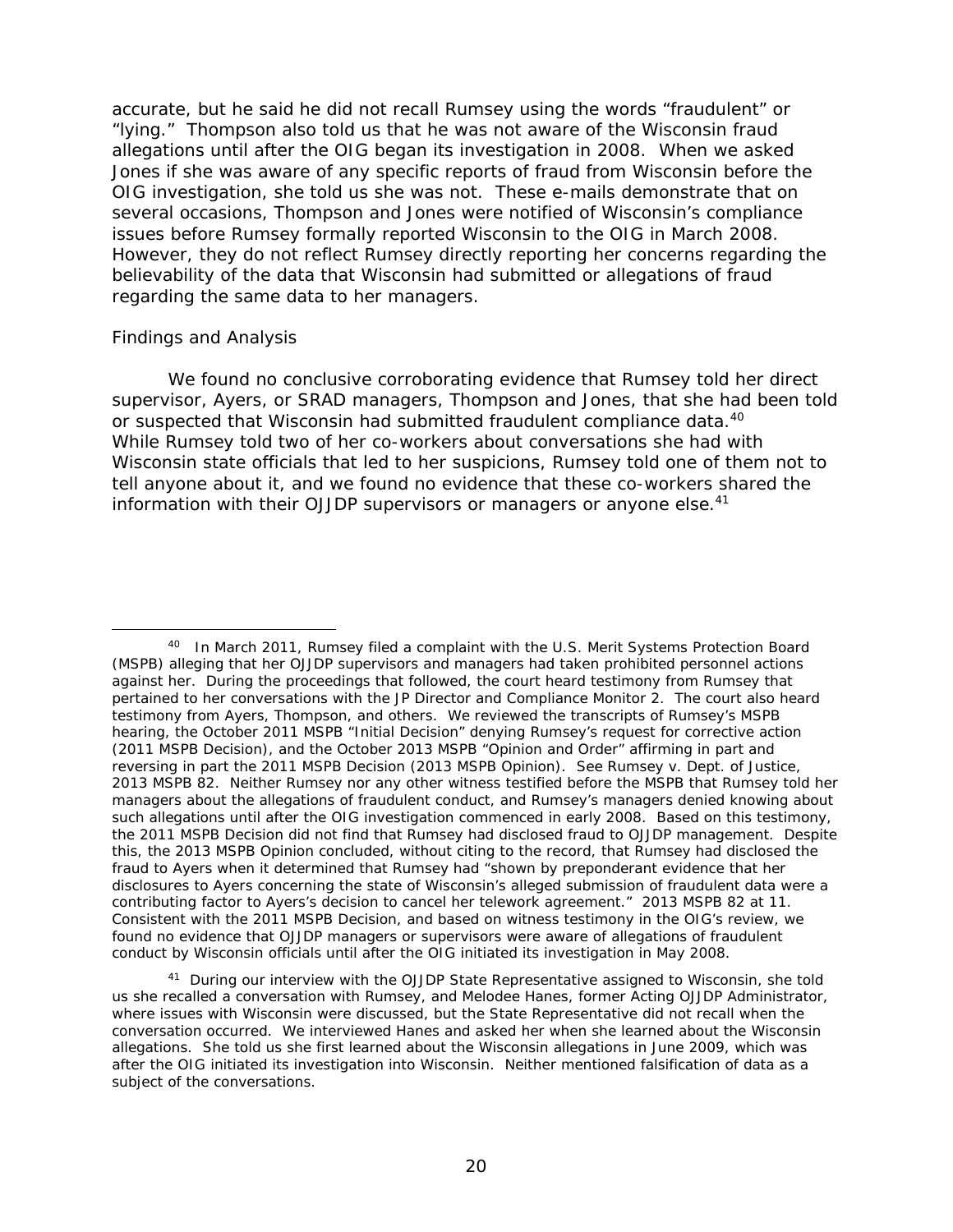accurate, but he said he did not recall Rumsey using the words "fraudulent" or "lying." Thompson also told us that he was not aware of the Wisconsin fraud allegations until after the OIG began its investigation in 2008. When we asked Jones if she was aware of any specific reports of fraud from Wisconsin before the OIG investigation, she told us she was not. These e-mails demonstrate that on several occasions, Thompson and Jones were notified of Wisconsin's compliance issues before Rumsey formally reported Wisconsin to the OIG in March 2008. However, they do not reflect Rumsey directly reporting her concerns regarding the believability of the data that Wisconsin had submitted or allegations of fraud regarding the same data to her managers.

### Findings and Analysis

We found no conclusive corroborating evidence that Rumsey told her direct supervisor, Ayers, or SRAD managers, Thompson and Jones, that she had been told or suspected that Wisconsin had submitted fraudulent compliance data.[40] While Rumsey told two of her co-workers about conversations she had with Wisconsin state officials that led to her suspicions, Rumsey told one of them not to tell anyone about it, and we found no evidence that these co-workers shared the information with their OJJDP supervisors or managers or anyone else.[41]

[40] In March 2011, Rumsey filed a complaint with the U.S. Merit Systems Protection Board (MSPB) alleging that her OJJDP supervisors and managers had taken prohibited personnel actions against her. During the proceedings that followed, the court heard testimony from Rumsey that pertained to her conversations with the JP Director and Compliance Monitor 2. The court also heard testimony from Ayers, Thompson, and others. We reviewed the transcripts of Rumsey's MSPB hearing, the October 2011 MSPB "Initial Decision" denying Rumsey's request for corrective action (2011 MSPB Decision), and the October 2013 MSPB "Opinion and Order" affirming in part and reversing in part the 2011 MSPB Decision (2013 MSPB Opinion). See Rumsey v. Dept. of Justice, 2013 MSPB 82. Neither Rumsey nor any other witness testified before the MSPB that Rumsey told her managers about the allegations of fraudulent conduct, and Rumsey's managers denied knowing about such allegations until after the OIG investigation commenced in early 2008. Based on this testimony, the 2011 MSPB Decision did not find that Rumsey had disclosed fraud to OJJDP management. Despite this, the 2013 MSPB Opinion concluded, without citing to the record, that Rumsey had disclosed the fraud to Ayers when it determined that Rumsey had "shown by preponderant evidence that her disclosures to Ayers concerning the state of Wisconsin's alleged submission of fraudulent data were a contributing factor to Ayers's decision to cancel her telework agreement." 2013 MSPB 82 at 11. Consistent with the 2011 MSPB Decision, and based on witness testimony in the OIG's review, we found no evidence that OJJDP managers or supervisors were aware of allegations of fraudulent conduct by Wisconsin officials until after the OIG initiated its investigation in May 2008.

[41] During our interview with the OJJDP State Representative assigned to Wisconsin, she told us she recalled a conversation with Rumsey, and Melodee Hanes, former Acting OJJDP Administrator, where issues with Wisconsin were discussed, but the State Representative did not recall when the conversation occurred. We interviewed Hanes and asked her when she learned about the Wisconsin allegations. She told us she first learned about the Wisconsin allegations in June 2009, which was after the OIG initiated its investigation into Wisconsin. Neither mentioned falsification of data as a subject of the conversations.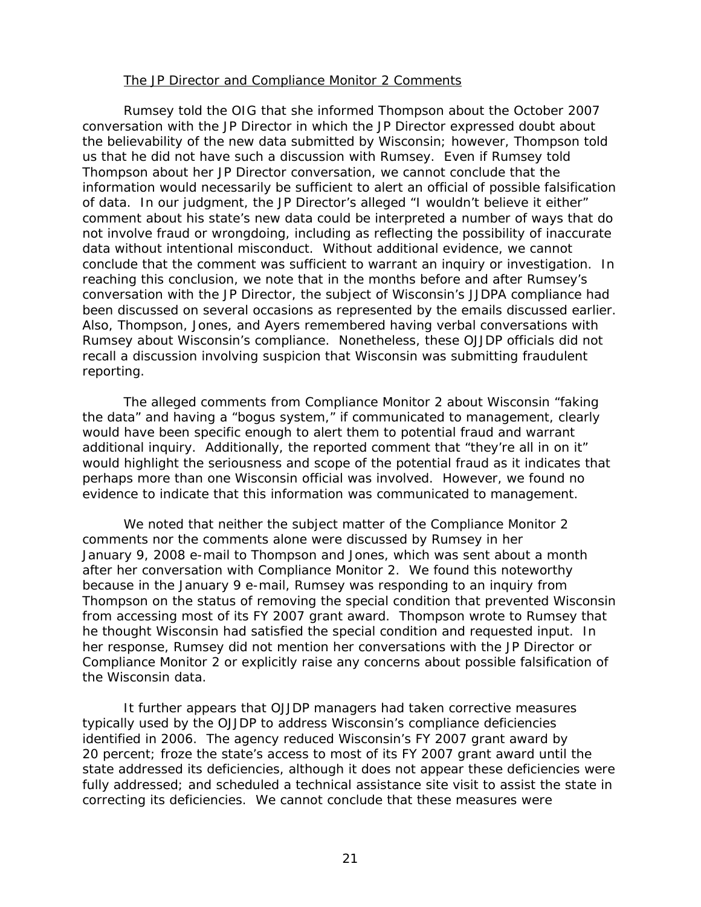<u>The JP Director and Compliance Monitor 2 Comments</u>

Rumsey told the OIG that she informed Thompson about the October 2007 conversation with the JP Director in which the JP Director expressed doubt about the believability of the new data submitted by Wisconsin; however, Thompson told us that he did not have such a discussion with Rumsey. Even if Rumsey told Thompson about her JP Director conversation, we cannot conclude that the information would necessarily be sufficient to alert an official of possible falsification of data. In our judgment, the JP Director's alleged "I wouldn't believe it either" comment about his state's new data could be interpreted a number of ways that do not involve fraud or wrongdoing, including as reflecting the possibility of inaccurate data without intentional misconduct. Without additional evidence, we cannot conclude that the comment was sufficient to warrant an inquiry or investigation. In reaching this conclusion, we note that in the months before and after Rumsey's conversation with the JP Director, the subject of Wisconsin's JJDPA compliance had been discussed on several occasions as represented by the emails discussed earlier. Also, Thompson, Jones, and Ayers remembered having verbal conversations with Rumsey about Wisconsin's compliance. Nonetheless, these OJJDP officials did not recall a discussion involving suspicion that Wisconsin was submitting fraudulent reporting.

The alleged comments from Compliance Monitor 2 about Wisconsin "faking the data" and having a "bogus system," if communicated to management, clearly would have been specific enough to alert them to potential fraud and warrant additional inquiry. Additionally, the reported comment that "they're all in on it" would highlight the seriousness and scope of the potential fraud as it indicates that perhaps more than one Wisconsin official was involved. However, we found no evidence to indicate that this information was communicated to management.

We noted that neither the subject matter of the Compliance Monitor 2 comments nor the comments alone were discussed by Rumsey in her January 9, 2008 e-mail to Thompson and Jones, which was sent about a month after her conversation with Compliance Monitor 2. We found this noteworthy because in the January 9 e-mail, Rumsey was responding to an inquiry from Thompson on the status of removing the special condition that prevented Wisconsin from accessing most of its FY 2007 grant award. Thompson wrote to Rumsey that he thought Wisconsin had satisfied the special condition and requested input. In her response, Rumsey did not mention her conversations with the JP Director or Compliance Monitor 2 or explicitly raise any concerns about possible falsification of the Wisconsin data.

It further appears that OJJDP managers had taken corrective measures typically used by the OJJDP to address Wisconsin's compliance deficiencies identified in 2006. The agency reduced Wisconsin's FY 2007 grant award by 20 percent; froze the state's access to most of its FY 2007 grant award until the state addressed its deficiencies, although it does not appear these deficiencies were fully addressed; and scheduled a technical assistance site visit to assist the state in correcting its deficiencies. We cannot conclude that these measures were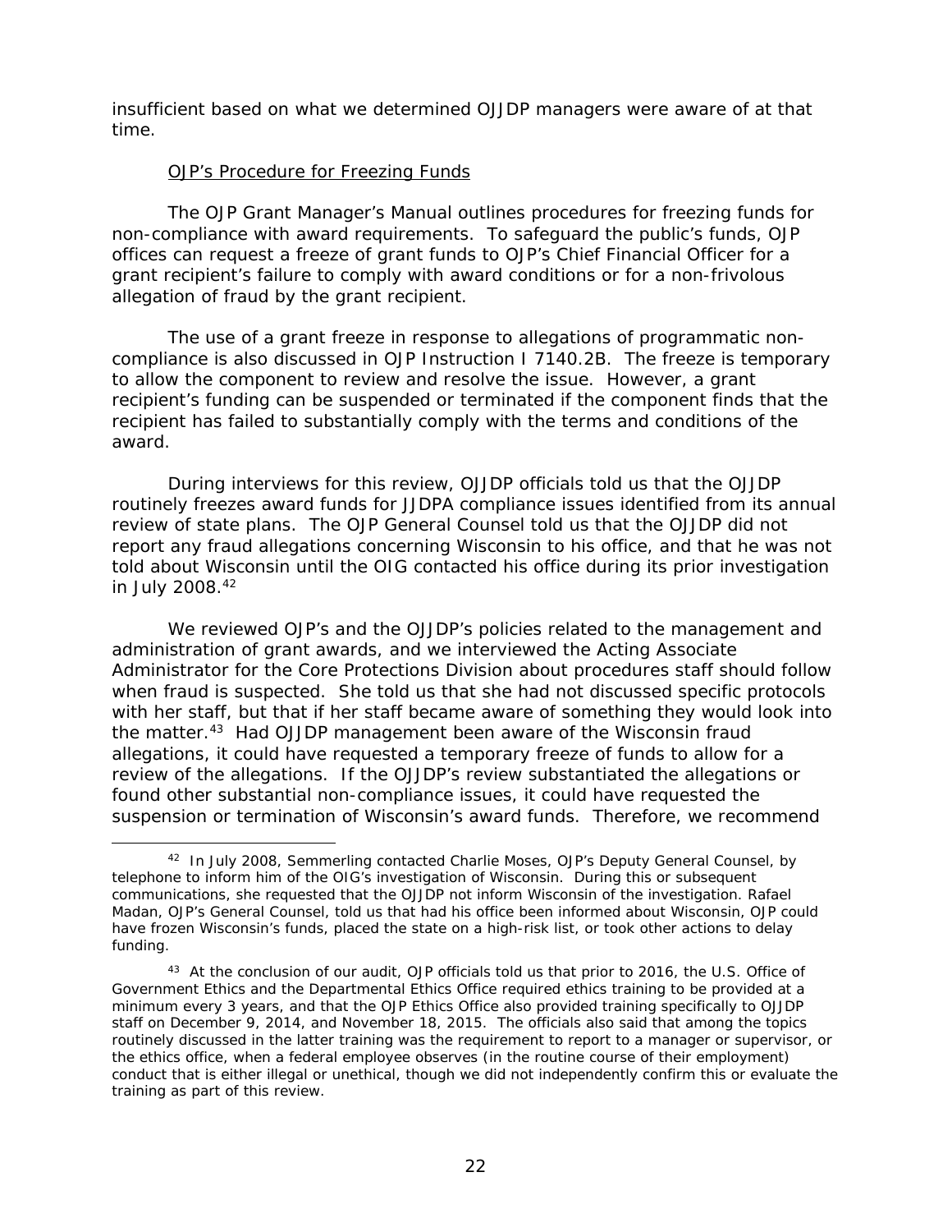insufficient based on what we determined OJJDP managers were aware of at that time.

OJP's Procedure for Freezing Funds

The OJP Grant Manager's Manual outlines procedures for freezing funds for non-compliance with award requirements. To safeguard the public's funds, OJP offices can request a freeze of grant funds to OJP's Chief Financial Officer for a grant recipient's failure to comply with award conditions or for a non-frivolous allegation of fraud by the grant recipient.

The use of a grant freeze in response to allegations of programmatic non-compliance is also discussed in OJP Instruction I 7140.2B. The freeze is temporary to allow the component to review and resolve the issue. However, a grant recipient's funding can be suspended or terminated if the component finds that the recipient has failed to substantially comply with the terms and conditions of the award.

During interviews for this review, OJJDP officials told us that the OJJDP routinely freezes award funds for JJDPA compliance issues identified from its annual review of state plans. The OJP General Counsel told us that the OJJDP did not report any fraud allegations concerning Wisconsin to his office, and that he was not told about Wisconsin until the OIG contacted his office during its prior investigation in July 2008.[42]

We reviewed OJP's and the OJJDP's policies related to the management and administration of grant awards, and we interviewed the Acting Associate Administrator for the Core Protections Division about procedures staff should follow when fraud is suspected. She told us that she had not discussed specific protocols with her staff, but that if her staff became aware of something they would look into the matter.[43] Had OJJDP management been aware of the Wisconsin fraud allegations, it could have requested a temporary freeze of funds to allow for a review of the allegations. If the OJJDP's review substantiated the allegations or found other substantial non-compliance issues, it could have requested the suspension or termination of Wisconsin's award funds. Therefore, we recommend

[42] In July 2008, Semmerling contacted Charlie Moses, OJP's Deputy General Counsel, by telephone to inform him of the OIG's investigation of Wisconsin. During this or subsequent communications, she requested that the OJJDP not inform Wisconsin of the investigation. Rafael Madan, OJP's General Counsel, told us that had his office been informed about Wisconsin, OJP could have frozen Wisconsin's funds, placed the state on a high-risk list, or took other actions to delay funding.

[43] At the conclusion of our audit, OJP officials told us that prior to 2016, the U.S. Office of Government Ethics and the Departmental Ethics Office required ethics training to be provided at a minimum every 3 years, and that the OJP Ethics Office also provided training specifically to OJJDP staff on December 9, 2014, and November 18, 2015. The officials also said that among the topics routinely discussed in the latter training was the requirement to report to a manager or supervisor, or the ethics office, when a federal employee observes (in the routine course of their employment) conduct that is either illegal or unethical, though we did not independently confirm this or evaluate the training as part of this review.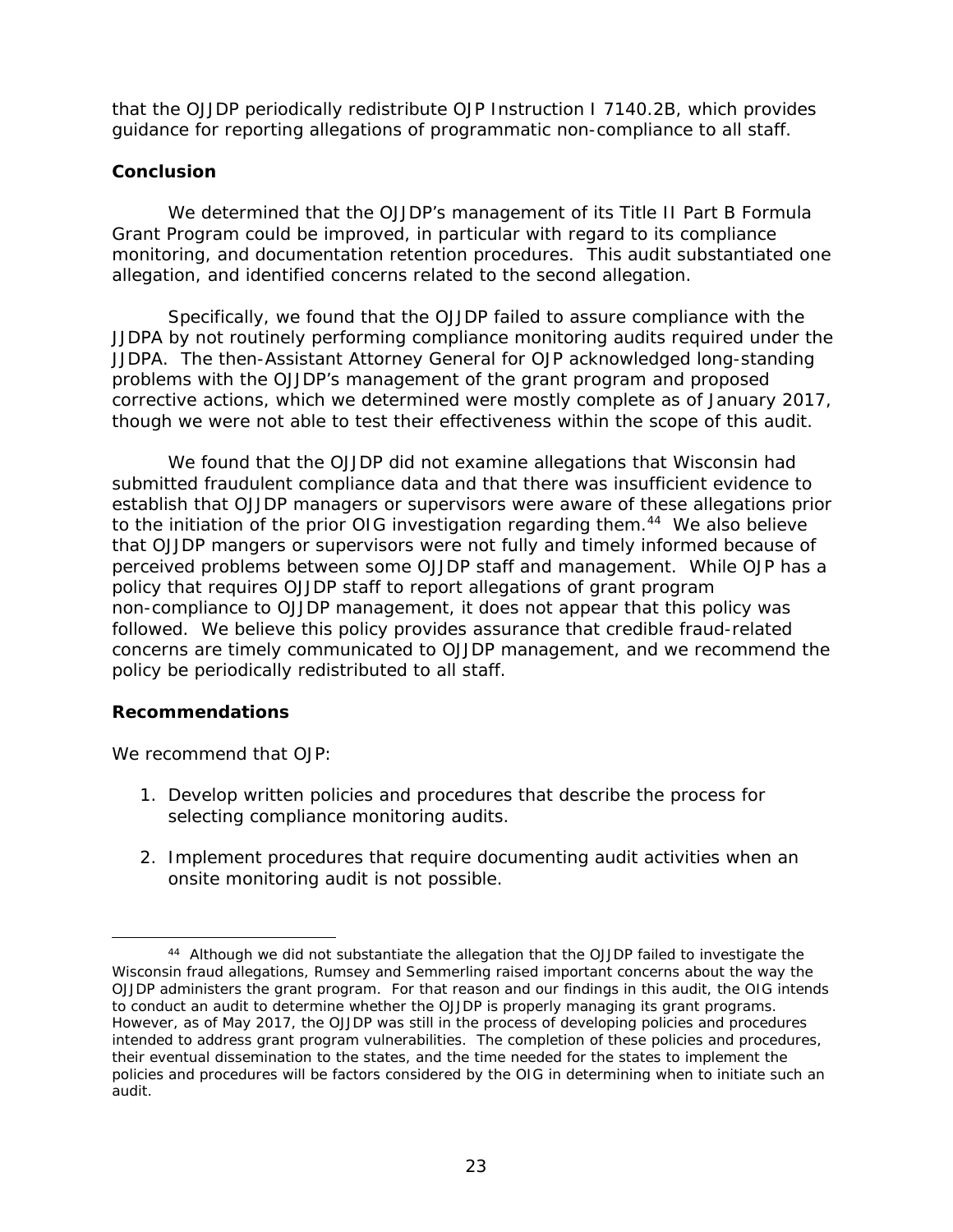that the OJJDP periodically redistribute OJP Instruction I 7140.2B, which provides guidance for reporting allegations of programmatic non-compliance to all staff.

## Conclusion

We determined that the OJJDP's management of its Title II Part B Formula Grant Program could be improved, in particular with regard to its compliance monitoring, and documentation retention procedures. This audit substantiated one allegation, and identified concerns related to the second allegation.

Specifically, we found that the OJJDP failed to assure compliance with the JJDPA by not routinely performing compliance monitoring audits required under the JJDPA. The then-Assistant Attorney General for OJP acknowledged long-standing problems with the OJJDP's management of the grant program and proposed corrective actions, which we determined were mostly complete as of January 2017, though we were not able to test their effectiveness within the scope of this audit.

We found that the OJJDP did not examine allegations that Wisconsin had submitted fraudulent compliance data and that there was insufficient evidence to establish that OJJDP managers or supervisors were aware of these allegations prior to the initiation of the prior OIG investigation regarding them.[44] We also believe that OJJDP mangers or supervisors were not fully and timely informed because of perceived problems between some OJJDP staff and management. While OJP has a policy that requires OJJDP staff to report allegations of grant program non-compliance to OJJDP management, it does not appear that this policy was followed. We believe this policy provides assurance that credible fraud-related concerns are timely communicated to OJJDP management, and we recommend the policy be periodically redistributed to all staff.

## Recommendations

We recommend that OJP:

1. Develop written policies and procedures that describe the process for selecting compliance monitoring audits.

2. Implement procedures that require documenting audit activities when an onsite monitoring audit is not possible.

[44] Although we did not substantiate the allegation that the OJJDP failed to investigate the Wisconsin fraud allegations, Rumsey and Semmerling raised important concerns about the way the OJJDP administers the grant program. For that reason and our findings in this audit, the OIG intends to conduct an audit to determine whether the OJJDP is properly managing its grant programs. However, as of May 2017, the OJJDP was still in the process of developing policies and procedures intended to address grant program vulnerabilities. The completion of these policies and procedures, their eventual dissemination to the states, and the time needed for the states to implement the policies and procedures will be factors considered by the OIG in determining when to initiate such an audit.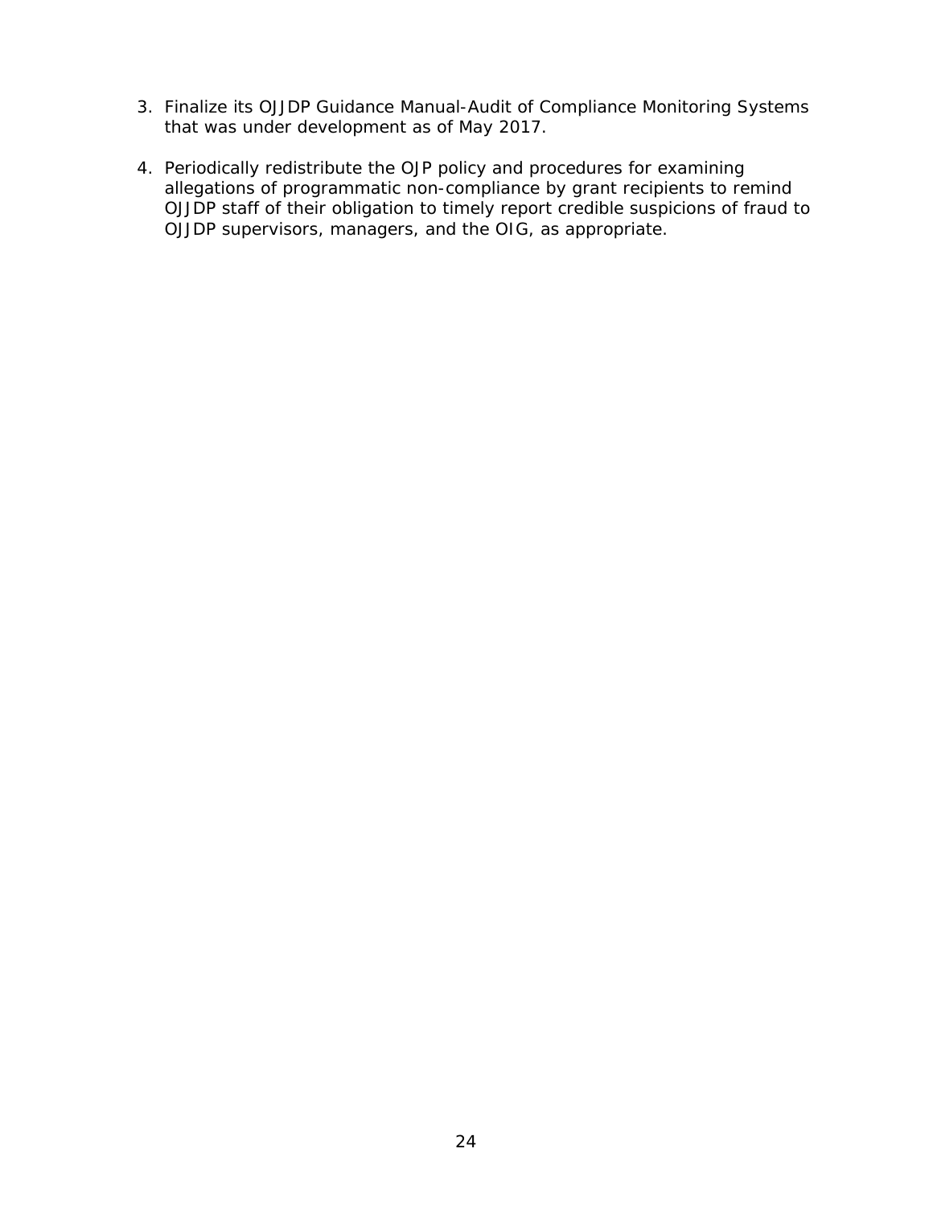3. Finalize its OJJDP Guidance Manual-Audit of Compliance Monitoring Systems that was under development as of May 2017.

4. Periodically redistribute the OJP policy and procedures for examining allegations of programmatic non-compliance by grant recipients to remind OJJDP staff of their obligation to timely report credible suspicions of fraud to OJJDP supervisors, managers, and the OIG, as appropriate.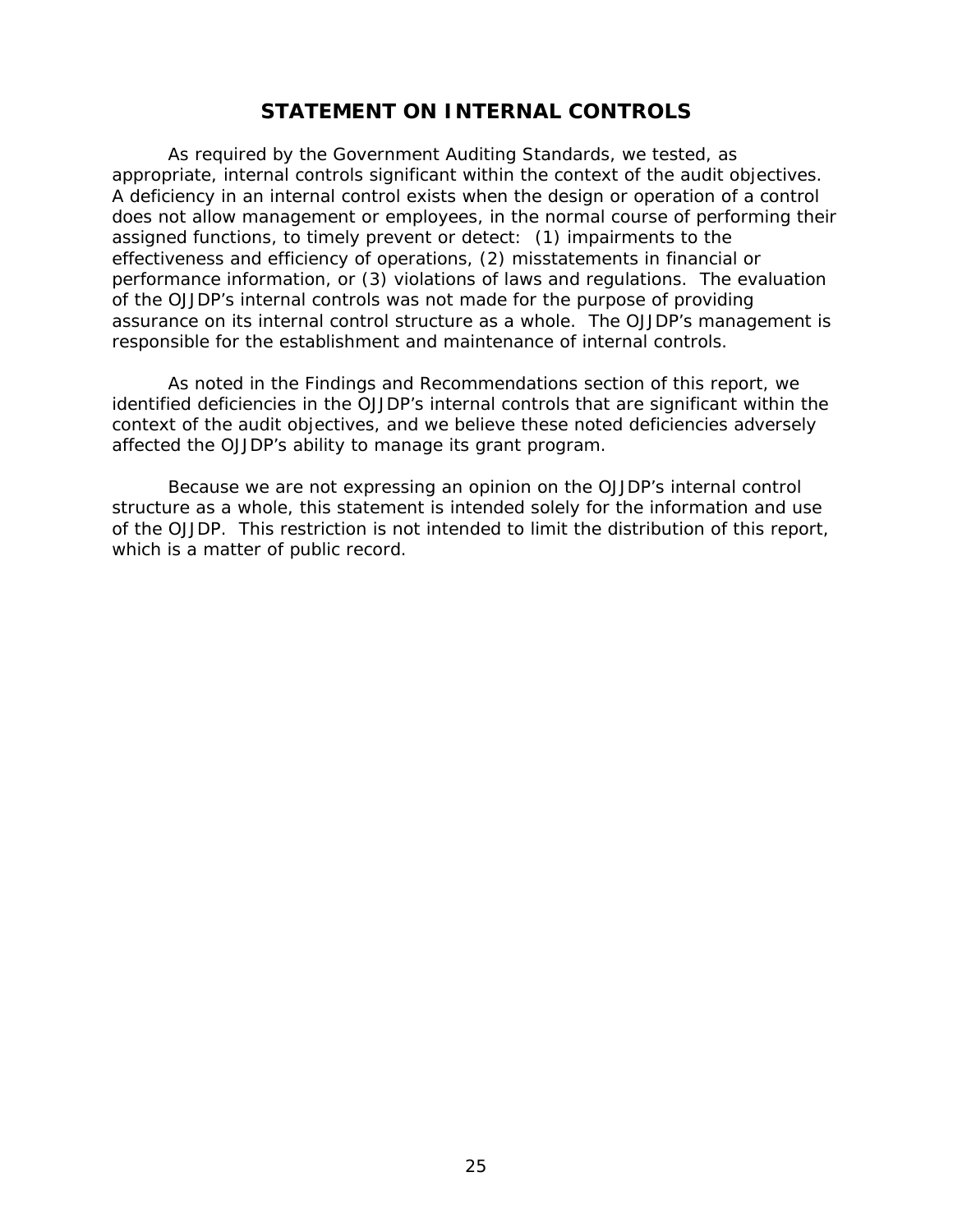# STATEMENT ON INTERNAL CONTROLS

As required by the Government Auditing Standards, we tested, as appropriate, internal controls significant within the context of the audit objectives. A deficiency in an internal control exists when the design or operation of a control does not allow management or employees, in the normal course of performing their assigned functions, to timely prevent or detect: (1) impairments to the effectiveness and efficiency of operations, (2) misstatements in financial or performance information, or (3) violations of laws and regulations. The evaluation of the OJJDP's internal controls was not made for the purpose of providing assurance on its internal control structure as a whole. The OJJDP's management is responsible for the establishment and maintenance of internal controls.

As noted in the Findings and Recommendations section of this report, we identified deficiencies in the OJJDP's internal controls that are significant within the context of the audit objectives, and we believe these noted deficiencies adversely affected the OJJDP's ability to manage its grant program.

Because we are not expressing an opinion on the OJJDP's internal control structure as a whole, this statement is intended solely for the information and use of the OJJDP. This restriction is not intended to limit the distribution of this report, which is a matter of public record.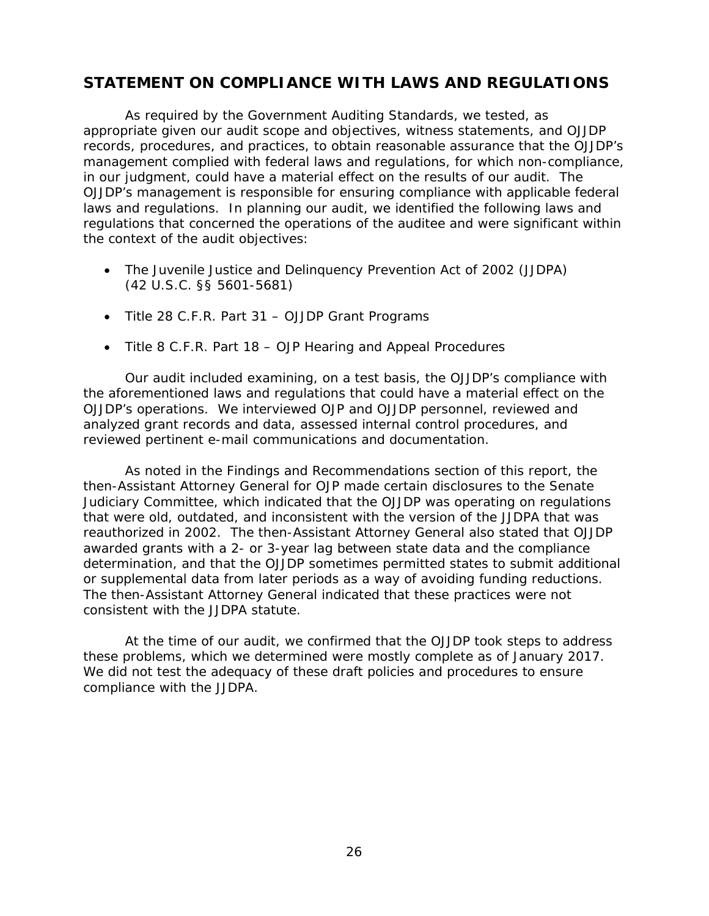## STATEMENT ON COMPLIANCE WITH LAWS AND REGULATIONS

As required by the Government Auditing Standards, we tested, as appropriate given our audit scope and objectives, witness statements, and OJJDP records, procedures, and practices, to obtain reasonable assurance that the OJJDP's management complied with federal laws and regulations, for which non-compliance, in our judgment, could have a material effect on the results of our audit. The OJJDP's management is responsible for ensuring compliance with applicable federal laws and regulations. In planning our audit, we identified the following laws and regulations that concerned the operations of the auditee and were significant within the context of the audit objectives:

- The Juvenile Justice and Delinquency Prevention Act of 2002 (JJDPA) (42 U.S.C. §§ 5601-5681)
- Title 28 C.F.R. Part 31 – OJJDP Grant Programs
- Title 8 C.F.R. Part 18 – OJP Hearing and Appeal Procedures

Our audit included examining, on a test basis, the OJJDP's compliance with the aforementioned laws and regulations that could have a material effect on the OJJDP's operations. We interviewed OJP and OJJDP personnel, reviewed and analyzed grant records and data, assessed internal control procedures, and reviewed pertinent e-mail communications and documentation.

As noted in the Findings and Recommendations section of this report, the then-Assistant Attorney General for OJP made certain disclosures to the Senate Judiciary Committee, which indicated that the OJJDP was operating on regulations that were old, outdated, and inconsistent with the version of the JJDPA that was reauthorized in 2002. The then-Assistant Attorney General also stated that OJJDP awarded grants with a 2- or 3-year lag between state data and the compliance determination, and that the OJJDP sometimes permitted states to submit additional or supplemental data from later periods as a way of avoiding funding reductions. The then-Assistant Attorney General indicated that these practices were not consistent with the JJDPA statute.

At the time of our audit, we confirmed that the OJJDP took steps to address these problems, which we determined were mostly complete as of January 2017. We did not test the adequacy of these draft policies and procedures to ensure compliance with the JJDPA.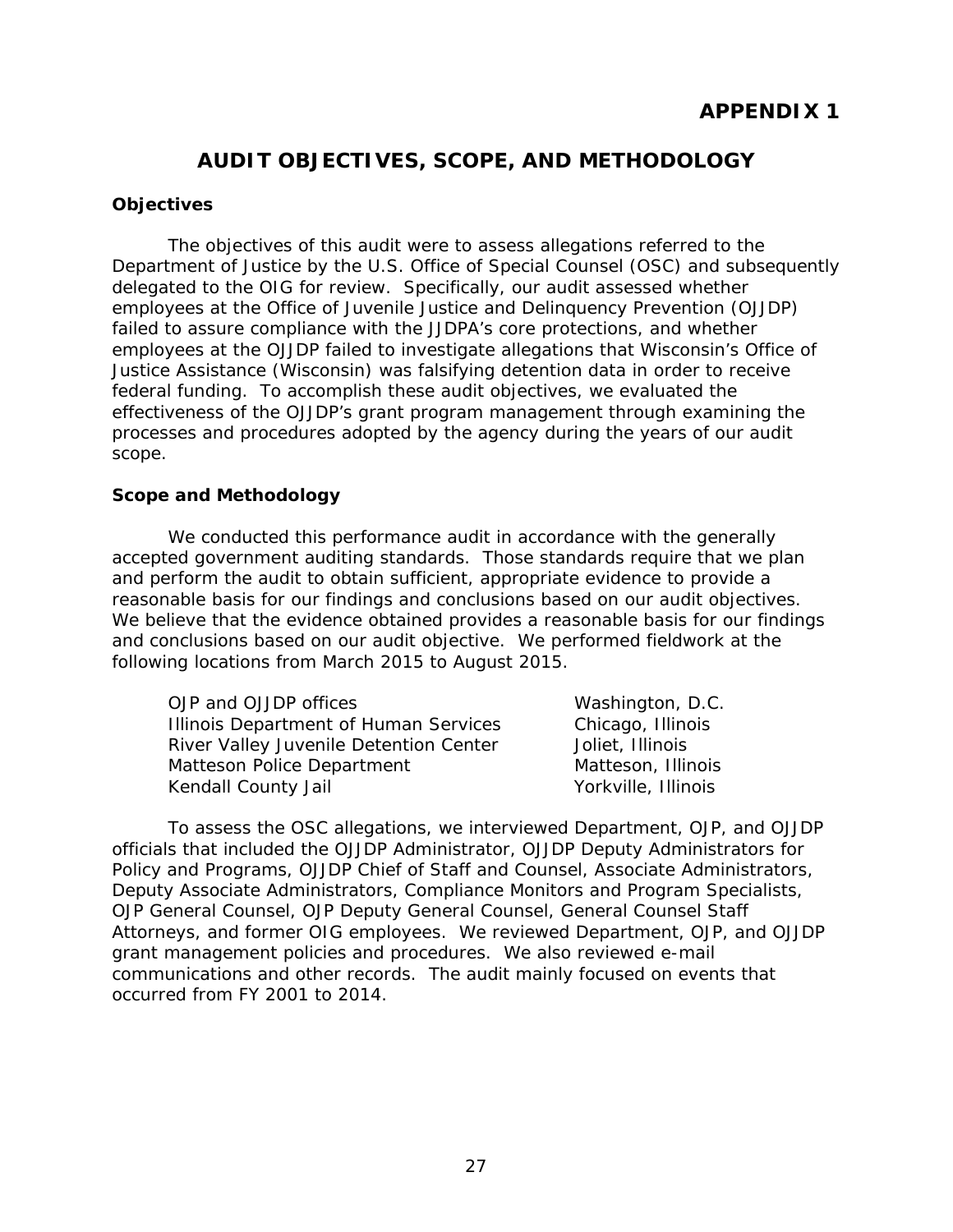# APPENDIX 1

## AUDIT OBJECTIVES, SCOPE, AND METHODOLOGY

### Objectives

The objectives of this audit were to assess allegations referred to the Department of Justice by the U.S. Office of Special Counsel (OSC) and subsequently delegated to the OIG for review. Specifically, our audit assessed whether employees at the Office of Juvenile Justice and Delinquency Prevention (OJJDP) failed to assure compliance with the JJDPA's core protections, and whether employees at the OJJDP failed to investigate allegations that Wisconsin's Office of Justice Assistance (Wisconsin) was falsifying detention data in order to receive federal funding. To accomplish these audit objectives, we evaluated the effectiveness of the OJJDP's grant program management through examining the processes and procedures adopted by the agency during the years of our audit scope.

### Scope and Methodology

We conducted this performance audit in accordance with the generally accepted government auditing standards. Those standards require that we plan and perform the audit to obtain sufficient, appropriate evidence to provide a reasonable basis for our findings and conclusions based on our audit objectives. We believe that the evidence obtained provides a reasonable basis for our findings and conclusions based on our audit objective. We performed fieldwork at the following locations from March 2015 to August 2015.

| | |
|---|---|
| OJP and OJJDP offices | Washington, D.C. |
| Illinois Department of Human Services | Chicago, Illinois |
| River Valley Juvenile Detention Center | Joliet, Illinois |
| Matteson Police Department | Matteson, Illinois |
| Kendall County Jail | Yorkville, Illinois |

To assess the OSC allegations, we interviewed Department, OJP, and OJJDP officials that included the OJJDP Administrator, OJJDP Deputy Administrators for Policy and Programs, OJJDP Chief of Staff and Counsel, Associate Administrators, Deputy Associate Administrators, Compliance Monitors and Program Specialists, OJP General Counsel, OJP Deputy General Counsel, General Counsel Staff Attorneys, and former OIG employees. We reviewed Department, OJP, and OJJDP grant management policies and procedures. We also reviewed e-mail communications and other records. The audit mainly focused on events that occurred from FY 2001 to 2014.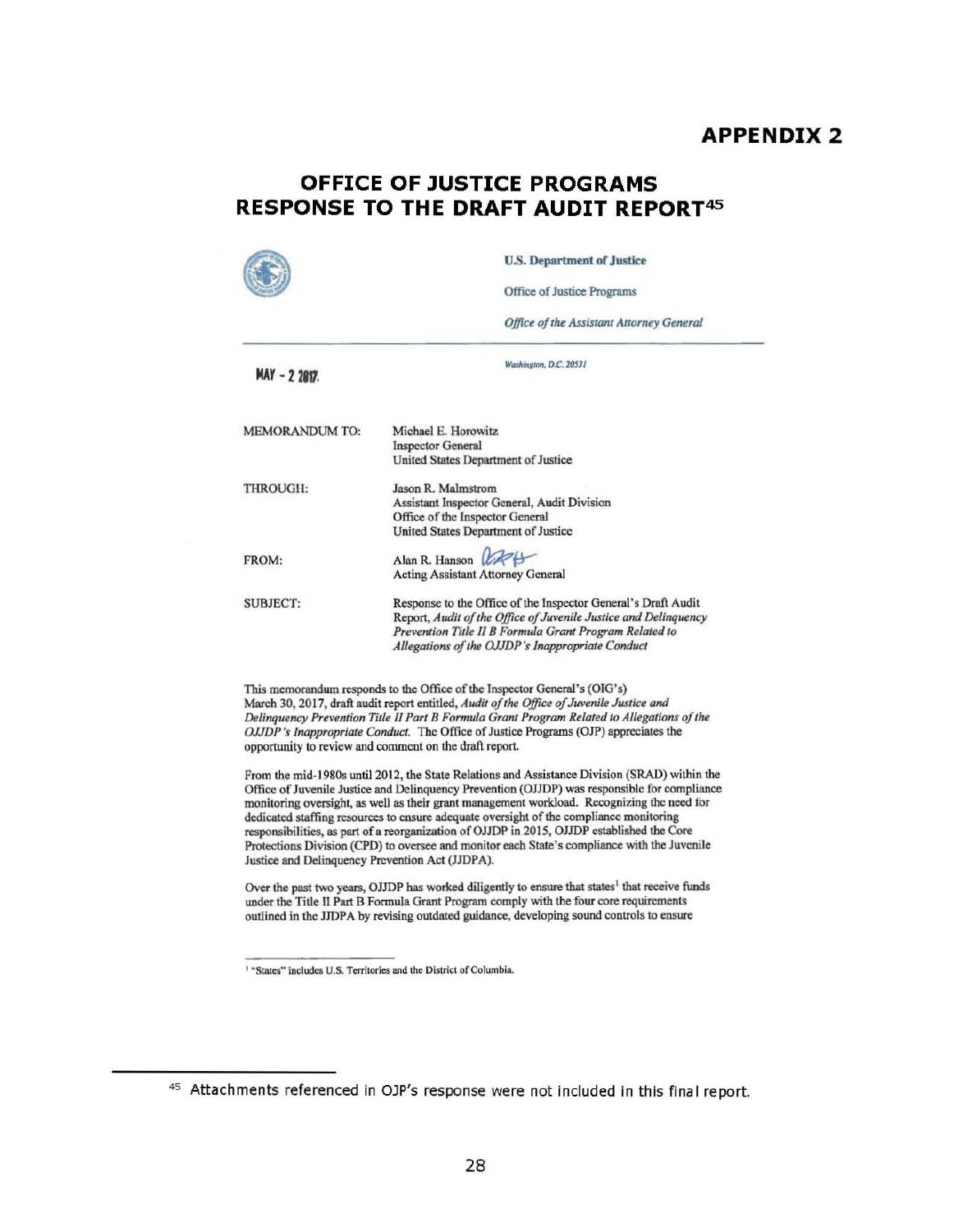## APPENDIX 2

# OFFICE OF JUSTICE PROGRAMS RESPONSE TO THE DRAFT AUDIT REPORT[45]

**U.S. Department of Justice**

Office of Justice Programs

*Office of the Assistant Attorney General*

MAY - 2 2017

*Washington, D.C. 20531*

| | |
|---|---|
| MEMORANDUM TO: | Michael E. Horowitz<br>Inspector General<br>United States Department of Justice |
| THROUGH: | Jason R. Malmstrom<br>Assistant Inspector General, Audit Division<br>Office of the Inspector General<br>United States Department of Justice |
| FROM: | Alan R. Hanson<br>Acting Assistant Attorney General |
| SUBJECT: | Response to the Office of the Inspector General's Draft Audit Report, *Audit of the Office of Juvenile Justice and Delinquency Prevention Title II B Formula Grant Program Related to Allegations of the OJJDP's Inappropriate Conduct* |

This memorandum responds to the Office of the Inspector General's (OIG's) March 30, 2017, draft audit report entitled, *Audit of the Office of Juvenile Justice and Delinquency Prevention Title II Part B Formula Grant Program Related to Allegations of the OJJDP's Inappropriate Conduct*. The Office of Justice Programs (OJP) appreciates the opportunity to review and comment on the draft report.

From the mid-1980s until 2012, the State Relations and Assistance Division (SRAD) within the Office of Juvenile Justice and Delinquency Prevention (OJJDP) was responsible for compliance monitoring oversight, as well as their grant management workload. Recognizing the need for dedicated staffing resources to ensure adequate oversight of the compliance monitoring responsibilities, as part of a reorganization of OJJDP in 2015, OJJDP established the Core Protections Division (CPD) to oversee and monitor each State's compliance with the Juvenile Justice and Delinquency Prevention Act (JJDPA).

Over the past two years, OJJDP has worked diligently to ensure that states[1] that receive funds under the Title II Part B Formula Grant Program comply with the four core requirements outlined in the JJDPA by revising outdated guidance, developing sound controls to ensure

[1] "States" includes U.S. Territories and the District of Columbia.

[45] Attachments referenced in OJP's response were not included in this final report.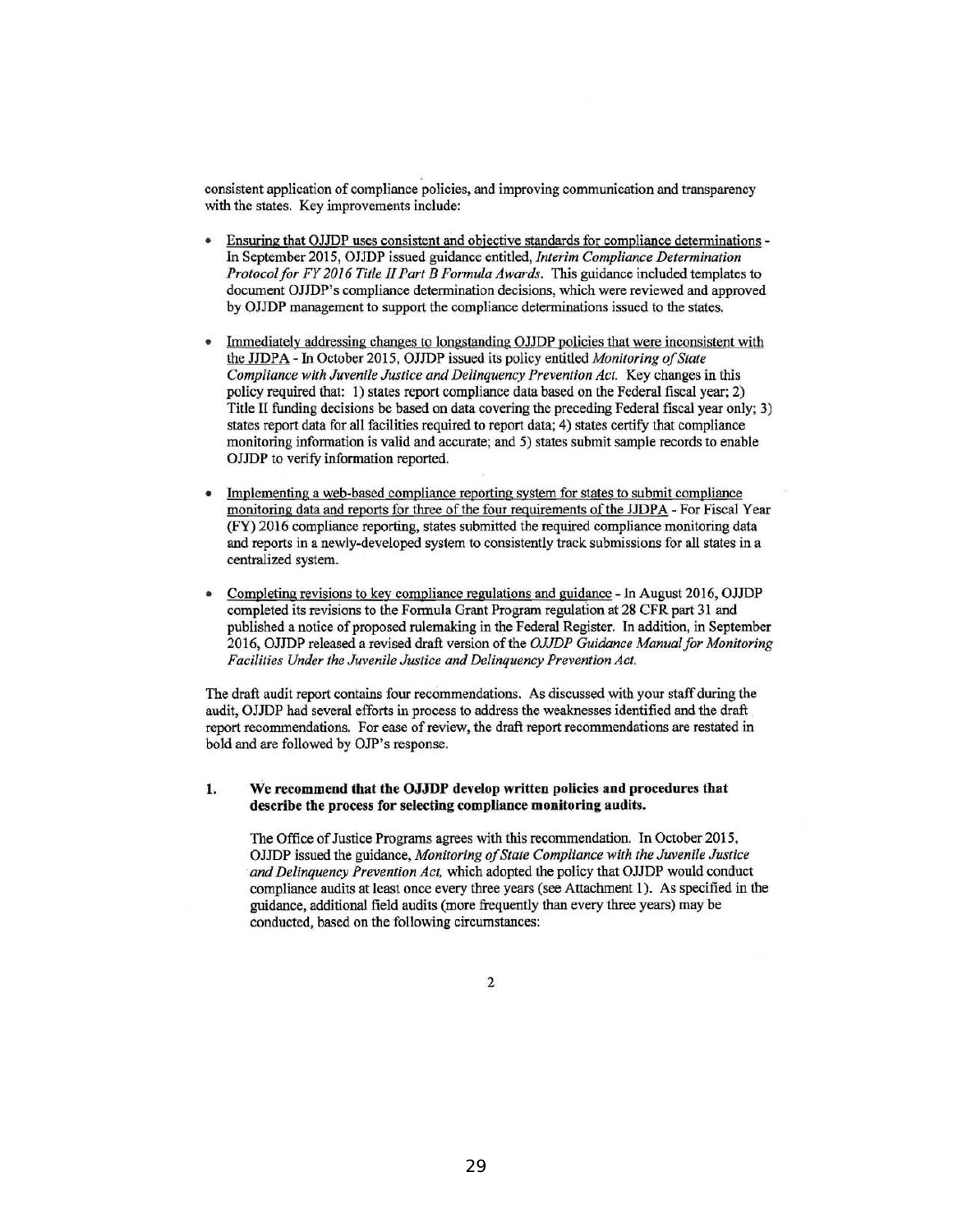consistent application of compliance policies, and improving communication and transparency with the states. Key improvements include:

- Ensuring that OJJDP uses consistent and objective standards for compliance determinations - In September 2015, OJJDP issued guidance entitled, *Interim Compliance Determination Protocol for FY 2016 Title II Part B Formula Awards*. This guidance included templates to document OJJDP's compliance determination decisions, which were reviewed and approved by OJJDP management to support the compliance determinations issued to the states.

- Immediately addressing changes to longstanding OJJDP policies that were inconsistent with the JJDPA - In October 2015, OJJDP issued its policy entitled *Monitoring of State Compliance with Juvenile Justice and Delinquency Prevention Act*. Key changes in this policy required that: 1) states report compliance data based on the Federal fiscal year; 2) Title II funding decisions be based on data covering the preceding Federal fiscal year only; 3) states report data for all facilities required to report data; 4) states certify that compliance monitoring information is valid and accurate; and 5) states submit sample records to enable OJJDP to verify information reported.

- Implementing a web-based compliance reporting system for states to submit compliance monitoring data and reports for three of the four requirements of the JJDPA - For Fiscal Year (FY) 2016 compliance reporting, states submitted the required compliance monitoring data and reports in a newly-developed system to consistently track submissions for all states in a centralized system.

- Completing revisions to key compliance regulations and guidance - In August 2016, OJJDP completed its revisions to the Formula Grant Program regulation at 28 CFR part 31 and published a notice of proposed rulemaking in the Federal Register. In addition, in September 2016, OJJDP released a revised draft version of the *OJJDP Guidance Manual for Monitoring Facilities Under the Juvenile Justice and Delinquency Prevention Act*.

The draft audit report contains four recommendations. As discussed with your staff during the audit, OJJDP had several efforts in process to address the weaknesses identified and the draft report recommendations. For ease of review, the draft report recommendations are restated in bold and are followed by OJP's response.

1. **We recommend that the OJJDP develop written policies and procedures that describe the process for selecting compliance monitoring audits.**

   The Office of Justice Programs agrees with this recommendation. In October 2015, OJJDP issued the guidance, *Monitoring of State Compliance with the Juvenile Justice and Delinquency Prevention Act*, which adopted the policy that OJJDP would conduct compliance audits at least once every three years (see Attachment 1). As specified in the guidance, additional field audits (more frequently than every three years) may be conducted, based on the following circumstances: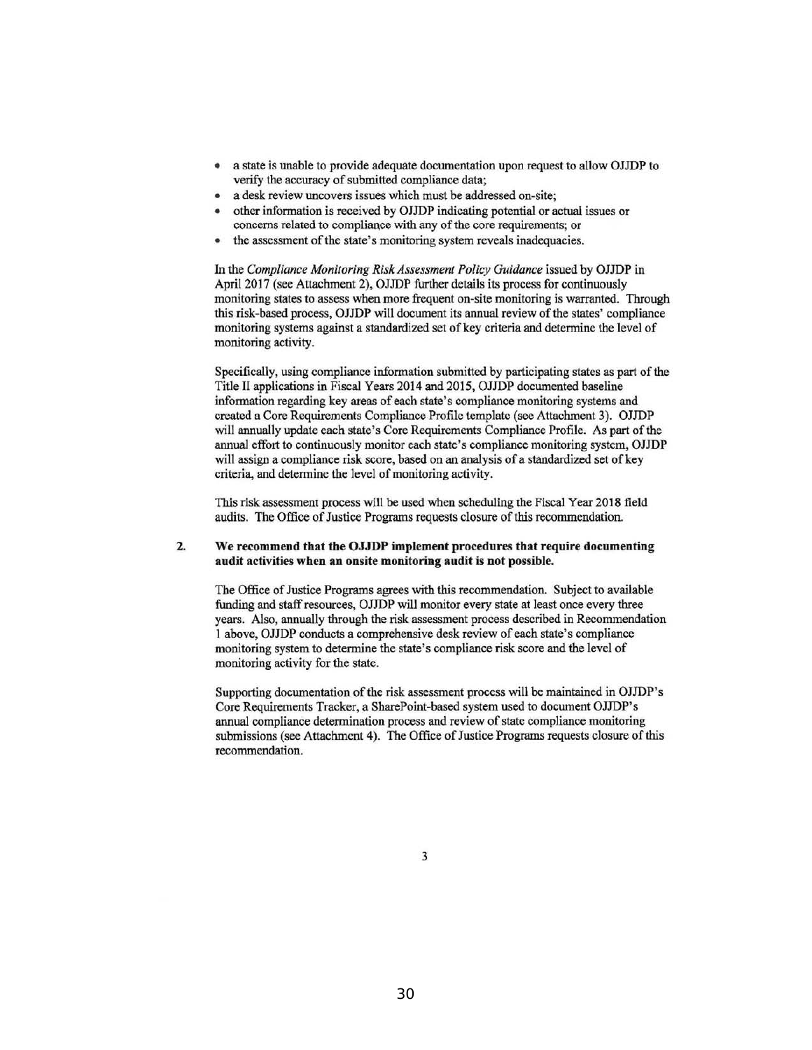- a state is unable to provide adequate documentation upon request to allow OJJDP to verify the accuracy of submitted compliance data;
- a desk review uncovers issues which must be addressed on-site;
- other information is received by OJJDP indicating potential or actual issues or concerns related to compliance with any of the core requirements; or
- the assessment of the state's monitoring system reveals inadequacies.

In the *Compliance Monitoring Risk Assessment Policy Guidance* issued by OJJDP in April 2017 (see Attachment 2), OJJDP further details its process for continuously monitoring states to assess when more frequent on-site monitoring is warranted. Through this risk-based process, OJJDP will document its annual review of the states' compliance monitoring systems against a standardized set of key criteria and determine the level of monitoring activity.

Specifically, using compliance information submitted by participating states as part of the Title II applications in Fiscal Years 2014 and 2015, OJJDP documented baseline information regarding key areas of each state's compliance monitoring systems and created a Core Requirements Compliance Profile template (see Attachment 3). OJJDP will annually update each state's Core Requirements Compliance Profile. As part of the annual effort to continuously monitor each state's compliance monitoring system, OJJDP will assign a compliance risk score, based on an analysis of a standardized set of key criteria, and determine the level of monitoring activity.

This risk assessment process will be used when scheduling the Fiscal Year 2018 field audits. The Office of Justice Programs requests closure of this recommendation.

2. **We recommend that the OJJDP implement procedures that require documenting audit activities when an onsite monitoring audit is not possible.**

   The Office of Justice Programs agrees with this recommendation. Subject to available funding and staff resources, OJJDP will monitor every state at least once every three years. Also, annually through the risk assessment process described in Recommendation 1 above, OJJDP conducts a comprehensive desk review of each state's compliance monitoring system to determine the state's compliance risk score and the level of monitoring activity for the state.

   Supporting documentation of the risk assessment process will be maintained in OJJDP's Core Requirements Tracker, a SharePoint-based system used to document OJJDP's annual compliance determination process and review of state compliance monitoring submissions (see Attachment 4). The Office of Justice Programs requests closure of this recommendation.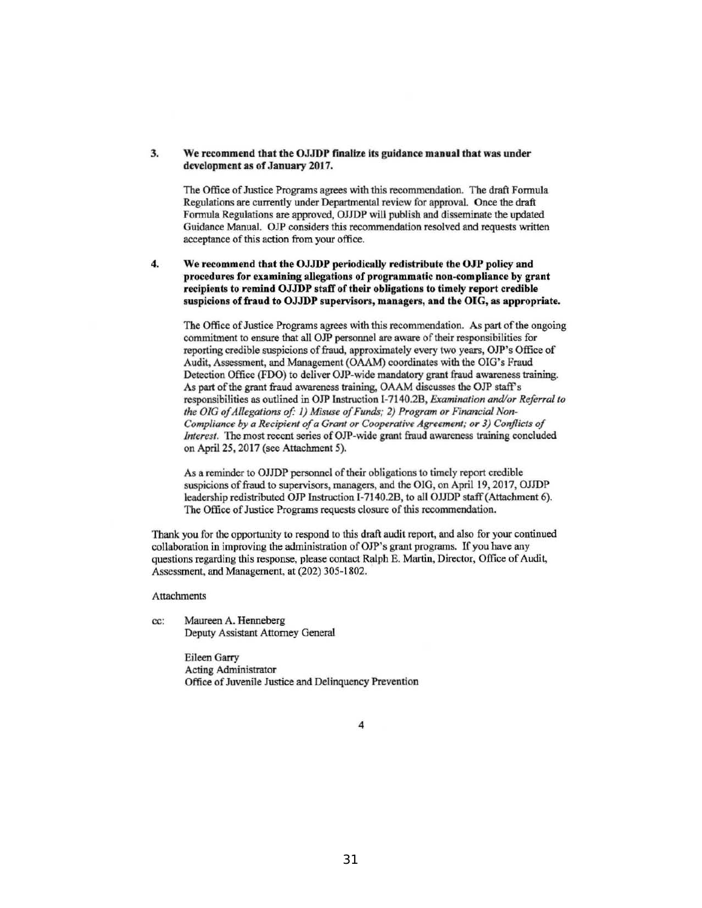3. **We recommend that the OJJDP finalize its guidance manual that was under development as of January 2017.**

   The Office of Justice Programs agrees with this recommendation. The draft Formula Regulations are currently under Departmental review for approval. Once the draft Formula Regulations are approved, OJJDP will publish and disseminate the updated Guidance Manual. OJP considers this recommendation resolved and requests written acceptance of this action from your office.

4. **We recommend that the OJJDP periodically redistribute the OJP policy and procedures for examining allegations of programmatic non-compliance by grant recipients to remind OJJDP staff of their obligations to timely report credible suspicions of fraud to OJJDP supervisors, managers, and the OIG, as appropriate.**

   The Office of Justice Programs agrees with this recommendation. As part of the ongoing commitment to ensure that all OJP personnel are aware of their responsibilities for reporting credible suspicions of fraud, approximately every two years, OJP's Office of Audit, Assessment, and Management (OAAM) coordinates with the OIG's Fraud Detection Office (FDO) to deliver OJP-wide mandatory grant fraud awareness training. As part of the grant fraud awareness training, OAAM discusses the OJP staff's responsibilities as outlined in OJP Instruction I-7140.2B, *Examination and/or Referral to the OIG of Allegations of: 1) Misuse of Funds; 2) Program or Financial Non-Compliance by a Recipient of a Grant or Cooperative Agreement; or 3) Conflicts of Interest*. The most recent series of OJP-wide grant fraud awareness training concluded on April 25, 2017 (see Attachment 5).

   As a reminder to OJJDP personnel of their obligations to timely report credible suspicions of fraud to supervisors, managers, and the OIG, on April 19, 2017, OJJDP leadership redistributed OJP Instruction I-7140.2B, to all OJJDP staff (Attachment 6). The Office of Justice Programs requests closure of this recommendation.

Thank you for the opportunity to respond to this draft audit report, and also for your continued collaboration in improving the administration of OJP's grant programs. If you have any questions regarding this response, please contact Ralph E. Martin, Director, Office of Audit, Assessment, and Management, at (202) 305-1802.

Attachments

cc: Maureen A. Henneberg
Deputy Assistant Attorney General

Eileen Garry
Acting Administrator
Office of Juvenile Justice and Delinquency Prevention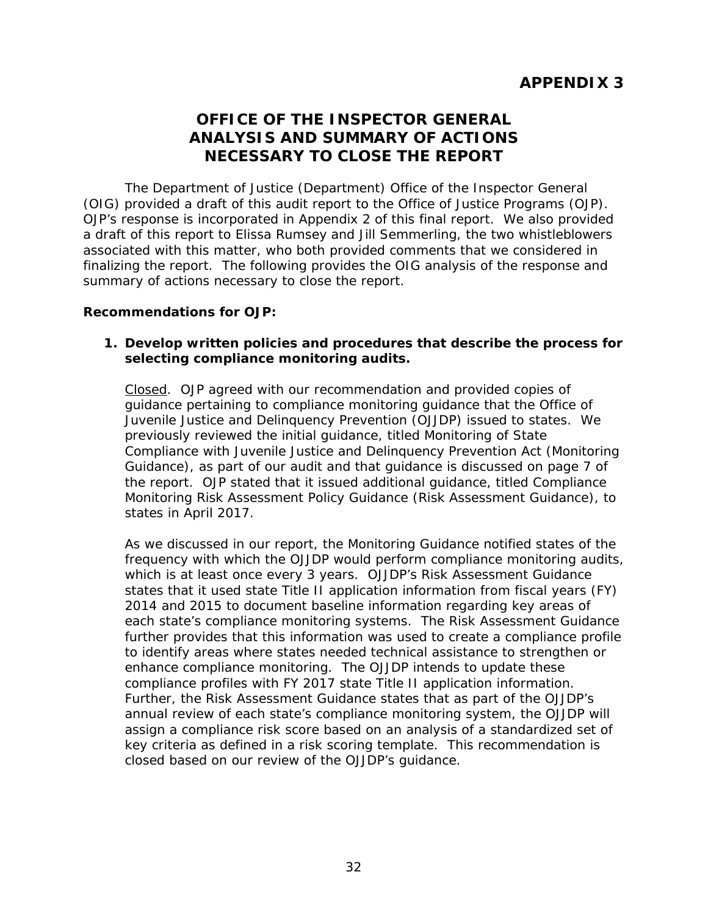**APPENDIX 3**

# OFFICE OF THE INSPECTOR GENERAL ANALYSIS AND SUMMARY OF ACTIONS NECESSARY TO CLOSE THE REPORT

The Department of Justice (Department) Office of the Inspector General (OIG) provided a draft of this audit report to the Office of Justice Programs (OJP). OJP's response is incorporated in Appendix 2 of this final report. We also provided a draft of this report to Elissa Rumsey and Jill Semmerling, the two whistleblowers associated with this matter, who both provided comments that we considered in finalizing the report. The following provides the OIG analysis of the response and summary of actions necessary to close the report.

**Recommendations for OJP:**

1. **Develop written policies and procedures that describe the process for selecting compliance monitoring audits.**

   Closed. OJP agreed with our recommendation and provided copies of guidance pertaining to compliance monitoring guidance that the Office of Juvenile Justice and Delinquency Prevention (OJJDP) issued to states. We previously reviewed the initial guidance, titled Monitoring of State Compliance with Juvenile Justice and Delinquency Prevention Act (Monitoring Guidance), as part of our audit and that guidance is discussed on page 7 of the report. OJP stated that it issued additional guidance, titled Compliance Monitoring Risk Assessment Policy Guidance (Risk Assessment Guidance), to states in April 2017.

   As we discussed in our report, the Monitoring Guidance notified states of the frequency with which the OJJDP would perform compliance monitoring audits, which is at least once every 3 years. OJJDP's Risk Assessment Guidance states that it used state Title II application information from fiscal years (FY) 2014 and 2015 to document baseline information regarding key areas of each state's compliance monitoring systems. The Risk Assessment Guidance further provides that this information was used to create a compliance profile to identify areas where states needed technical assistance to strengthen or enhance compliance monitoring. The OJJDP intends to update these compliance profiles with FY 2017 state Title II application information. Further, the Risk Assessment Guidance states that as part of the OJJDP's annual review of each state's compliance monitoring system, the OJJDP will assign a compliance risk score based on an analysis of a standardized set of key criteria as defined in a risk scoring template. This recommendation is closed based on our review of the OJJDP's guidance.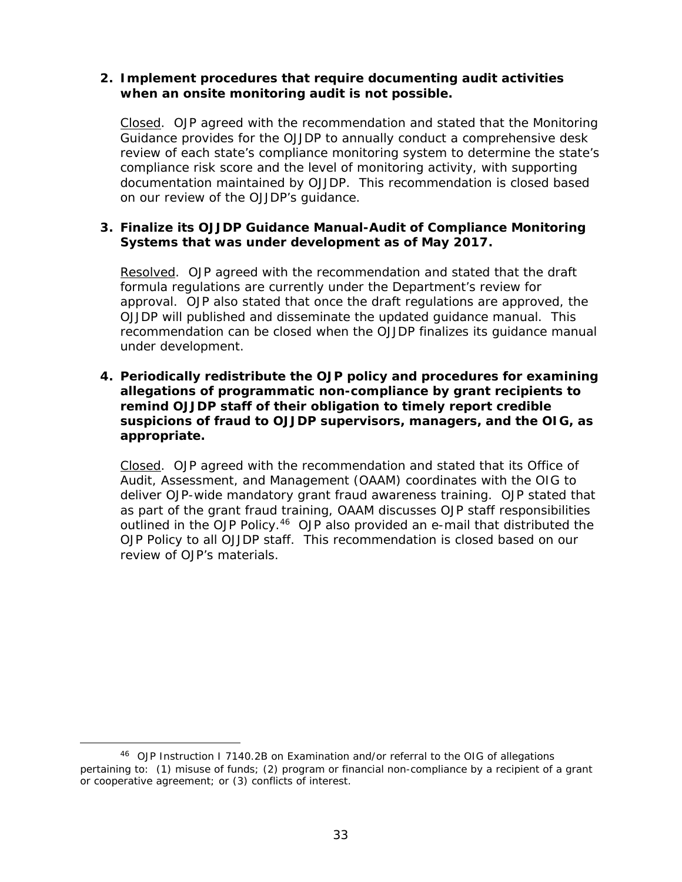**2. Implement procedures that require documenting audit activities when an onsite monitoring audit is not possible.**

Closed. OJP agreed with the recommendation and stated that the Monitoring Guidance provides for the OJJDP to annually conduct a comprehensive desk review of each state's compliance monitoring system to determine the state's compliance risk score and the level of monitoring activity, with supporting documentation maintained by OJJDP. This recommendation is closed based on our review of the OJJDP's guidance.

**3. Finalize its OJJDP Guidance Manual-Audit of Compliance Monitoring Systems that was under development as of May 2017.**

Resolved. OJP agreed with the recommendation and stated that the draft formula regulations are currently under the Department's review for approval. OJP also stated that once the draft regulations are approved, the OJJDP will published and disseminate the updated guidance manual. This recommendation can be closed when the OJJDP finalizes its guidance manual under development.

**4. Periodically redistribute the OJP policy and procedures for examining allegations of programmatic non-compliance by grant recipients to remind OJJDP staff of their obligation to timely report credible suspicions of fraud to OJJDP supervisors, managers, and the OIG, as appropriate.**

Closed. OJP agreed with the recommendation and stated that its Office of Audit, Assessment, and Management (OAAM) coordinates with the OIG to deliver OJP-wide mandatory grant fraud awareness training. OJP stated that as part of the grant fraud training, OAAM discusses OJP staff responsibilities outlined in the OJP Policy.[46] OJP also provided an e-mail that distributed the OJP Policy to all OJJDP staff. This recommendation is closed based on our review of OJP's materials.

[46] OJP Instruction I 7140.2B on Examination and/or referral to the OIG of allegations pertaining to: (1) misuse of funds; (2) program or financial non-compliance by a recipient of a grant or cooperative agreement; or (3) conflicts of interest.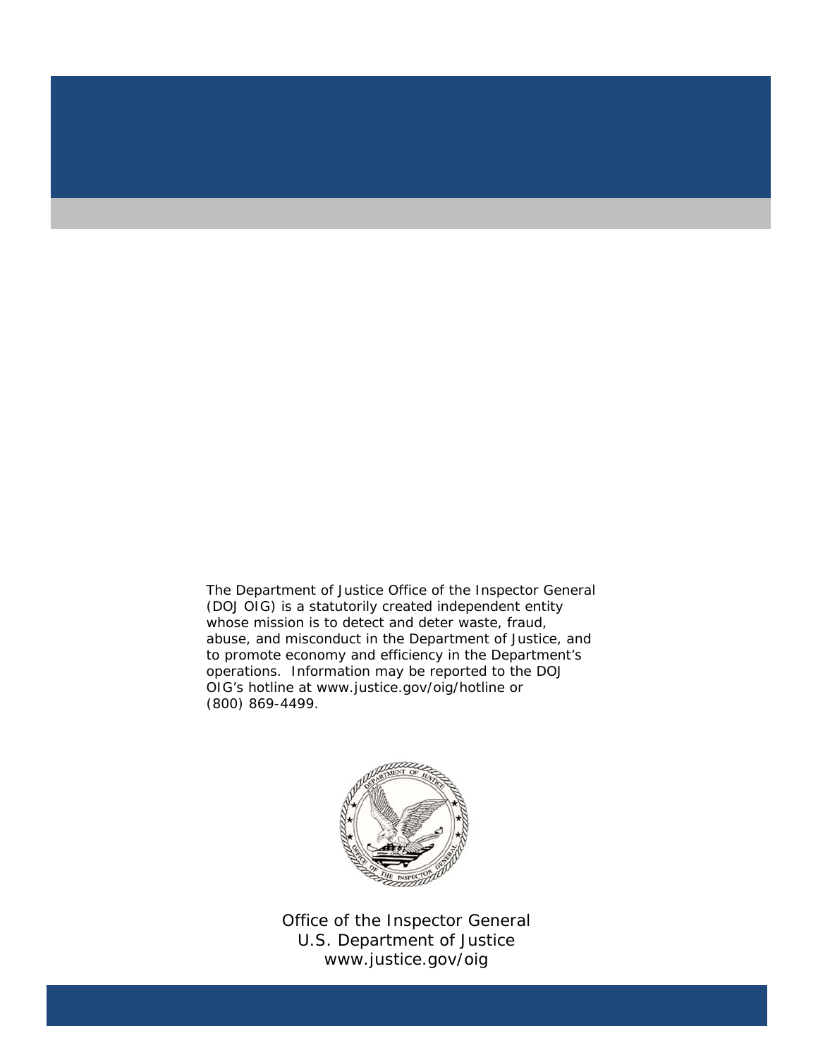The Department of Justice Office of the Inspector General (DOJ OIG) is a statutorily created independent entity whose mission is to detect and deter waste, fraud, abuse, and misconduct in the Department of Justice, and to promote economy and efficiency in the Department's operations. Information may be reported to the DOJ OIG's hotline at www.justice.gov/oig/hotline or (800) 869-4499.

Office of the Inspector General
U.S. Department of Justice
www.justice.gov/oig